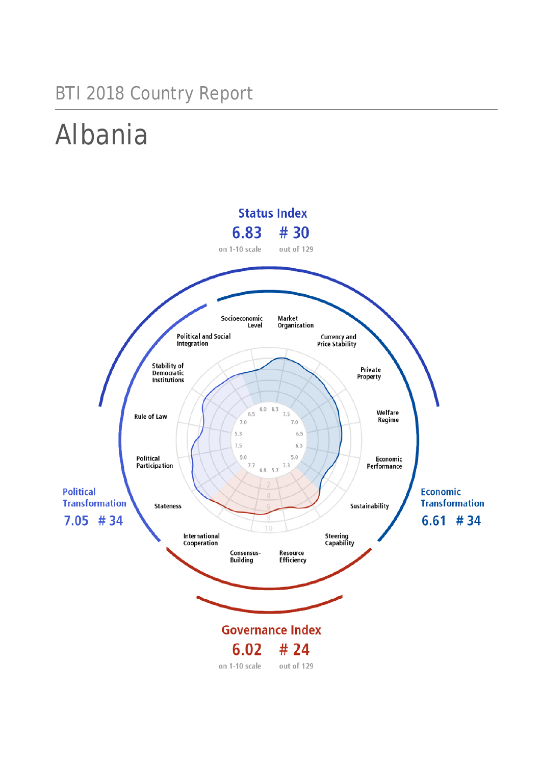BTI 2018 Country Report

# Albania

**Status Index**

6.83 # 30

on 1-10 scale out of 129

**Political Transformation**

7.05 # 34

**Economic Transformation**

6.61 # 34

**Governance Index**

6.02 # 24

on 1-10 scale out of 129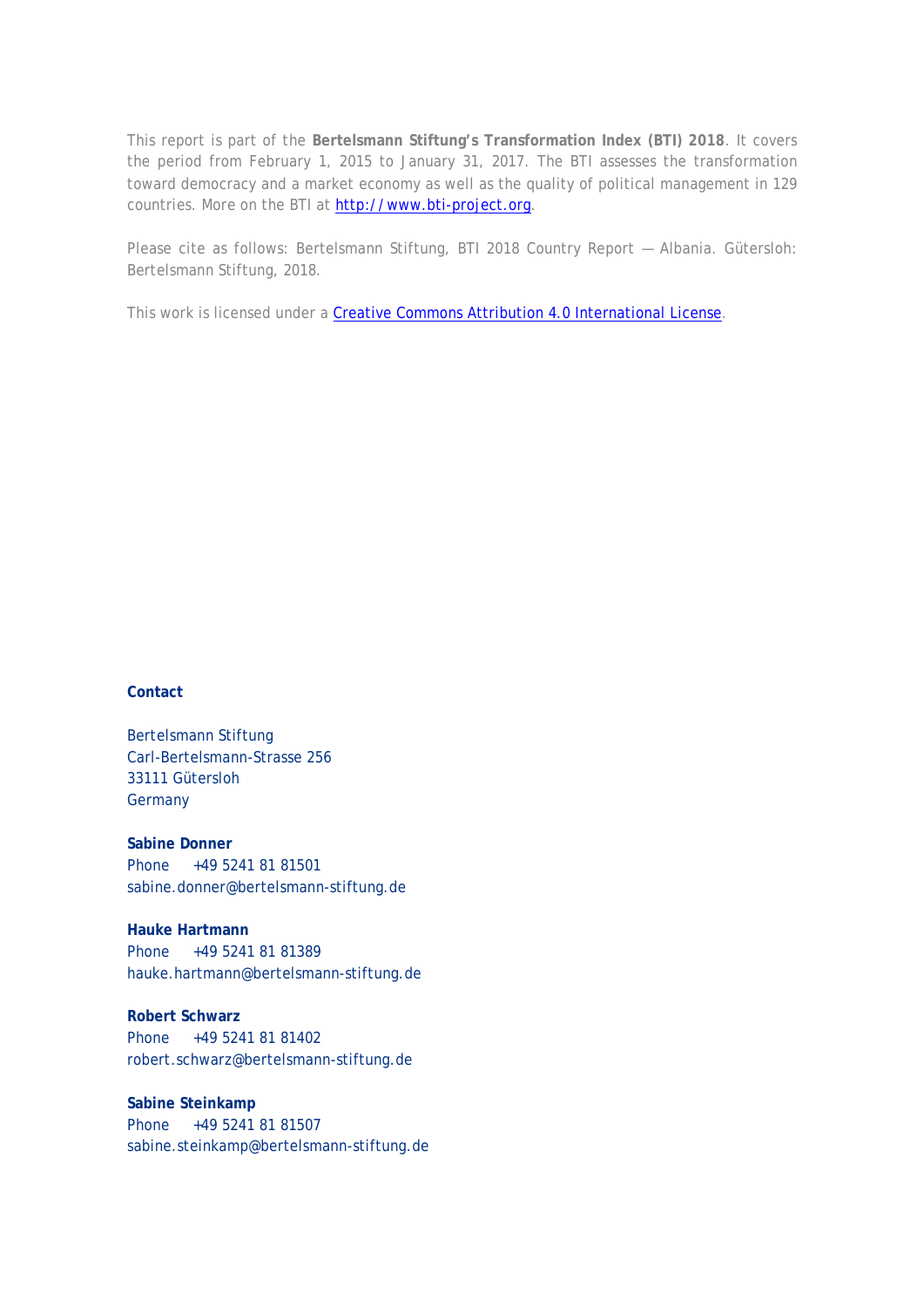This report is part of the **Bertelsmann Stiftung's Transformation Index (BTI) 2018**. It covers the period from February 1, 2015 to January 31, 2017. The BTI assesses the transformation toward democracy and a market economy as well as the quality of political management in 129 countries. More on the BTI at [http://www.bti-project.org](http://www.bti-project.org).

Please cite as follows: Bertelsmann Stiftung, BTI 2018 Country Report — Albania. Gütersloh: Bertelsmann Stiftung, 2018.

This work is licensed under a [Creative Commons Attribution 4.0 International License](https://creativecommons.org/licenses/by/4.0/).

**Contact**

Bertelsmann Stiftung
Carl-Bertelsmann-Strasse 256
33111 Gütersloh
Germany

**Sabine Donner**
Phone +49 5241 81 81501
sabine.donner@bertelsmann-stiftung.de

**Hauke Hartmann**
Phone +49 5241 81 81389
hauke.hartmann@bertelsmann-stiftung.de

**Robert Schwarz**
Phone +49 5241 81 81402
robert.schwarz@bertelsmann-stiftung.de

**Sabine Steinkamp**
Phone +49 5241 81 81507
sabine.steinkamp@bertelsmann-stiftung.de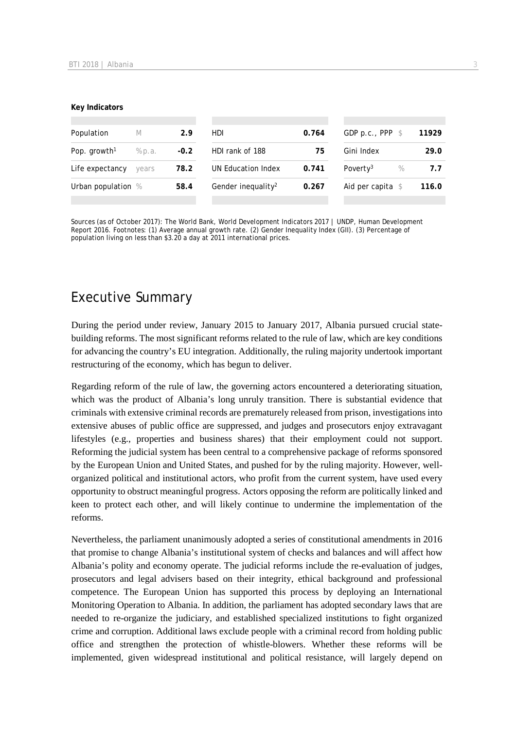**Key Indicators**

| | | | | | | | |
|---|---|---|---|---|---|---|---|
| Population | M | 2.9 | HDI | 0.764 | GDP p.c., PPP | $ | 11929 |
| Pop. growth[1] | % p.a. | -0.2 | HDI rank of 188 | 75 | Gini Index | | 29.0 |
| Life expectancy | years | 78.2 | UN Education Index | 0.741 | Poverty[3] | % | 7.7 |
| Urban population | % | 58.4 | Gender inequality[2] | 0.267 | Aid per capita | $ | 116.0 |

Sources (as of October 2017): The World Bank, World Development Indicators 2017 | UNDP, Human Development Report 2016. Footnotes: (1) Average annual growth rate. (2) Gender Inequality Index (GII). (3) Percentage of population living on less than $3.20 a day at 2011 international prices.

# Executive Summary

During the period under review, January 2015 to January 2017, Albania pursued crucial state-building reforms. The most significant reforms related to the rule of law, which are key conditions for advancing the country's EU integration. Additionally, the ruling majority undertook important restructuring of the economy, which has begun to deliver.

Regarding reform of the rule of law, the governing actors encountered a deteriorating situation, which was the product of Albania's long unruly transition. There is substantial evidence that criminals with extensive criminal records are prematurely released from prison, investigations into extensive abuses of public office are suppressed, and judges and prosecutors enjoy extravagant lifestyles (e.g., properties and business shares) that their employment could not support. Reforming the judicial system has been central to a comprehensive package of reforms sponsored by the European Union and United States, and pushed for by the ruling majority. However, well-organized political and institutional actors, who profit from the current system, have used every opportunity to obstruct meaningful progress. Actors opposing the reform are politically linked and keen to protect each other, and will likely continue to undermine the implementation of the reforms.

Nevertheless, the parliament unanimously adopted a series of constitutional amendments in 2016 that promise to change Albania's institutional system of checks and balances and will affect how Albania's polity and economy operate. The judicial reforms include the re-evaluation of judges, prosecutors and legal advisers based on their integrity, ethical background and professional competence. The European Union has supported this process by deploying an International Monitoring Operation to Albania. In addition, the parliament has adopted secondary laws that are needed to re-organize the judiciary, and established specialized institutions to fight organized crime and corruption. Additional laws exclude people with a criminal record from holding public office and strengthen the protection of whistle-blowers. Whether these reforms will be implemented, given widespread institutional and political resistance, will largely depend on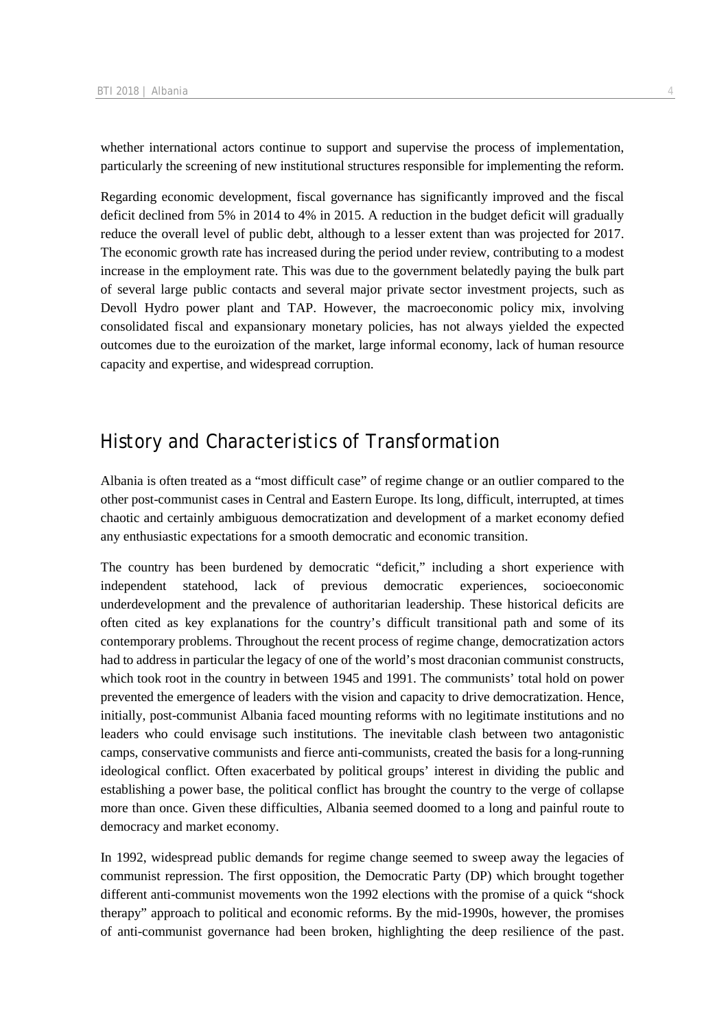whether international actors continue to support and supervise the process of implementation, particularly the screening of new institutional structures responsible for implementing the reform.

Regarding economic development, fiscal governance has significantly improved and the fiscal deficit declined from 5% in 2014 to 4% in 2015. A reduction in the budget deficit will gradually reduce the overall level of public debt, although to a lesser extent than was projected for 2017. The economic growth rate has increased during the period under review, contributing to a modest increase in the employment rate. This was due to the government belatedly paying the bulk part of several large public contacts and several major private sector investment projects, such as Devoll Hydro power plant and TAP. However, the macroeconomic policy mix, involving consolidated fiscal and expansionary monetary policies, has not always yielded the expected outcomes due to the euroization of the market, large informal economy, lack of human resource capacity and expertise, and widespread corruption.

## History and Characteristics of Transformation

Albania is often treated as a "most difficult case" of regime change or an outlier compared to the other post-communist cases in Central and Eastern Europe. Its long, difficult, interrupted, at times chaotic and certainly ambiguous democratization and development of a market economy defied any enthusiastic expectations for a smooth democratic and economic transition.

The country has been burdened by democratic "deficit," including a short experience with independent statehood, lack of previous democratic experiences, socioeconomic underdevelopment and the prevalence of authoritarian leadership. These historical deficits are often cited as key explanations for the country's difficult transitional path and some of its contemporary problems. Throughout the recent process of regime change, democratization actors had to address in particular the legacy of one of the world's most draconian communist constructs, which took root in the country in between 1945 and 1991. The communists' total hold on power prevented the emergence of leaders with the vision and capacity to drive democratization. Hence, initially, post-communist Albania faced mounting reforms with no legitimate institutions and no leaders who could envisage such institutions. The inevitable clash between two antagonistic camps, conservative communists and fierce anti-communists, created the basis for a long-running ideological conflict. Often exacerbated by political groups' interest in dividing the public and establishing a power base, the political conflict has brought the country to the verge of collapse more than once. Given these difficulties, Albania seemed doomed to a long and painful route to democracy and market economy.

In 1992, widespread public demands for regime change seemed to sweep away the legacies of communist repression. The first opposition, the Democratic Party (DP) which brought together different anti-communist movements won the 1992 elections with the promise of a quick "shock therapy" approach to political and economic reforms. By the mid-1990s, however, the promises of anti-communist governance had been broken, highlighting the deep resilience of the past.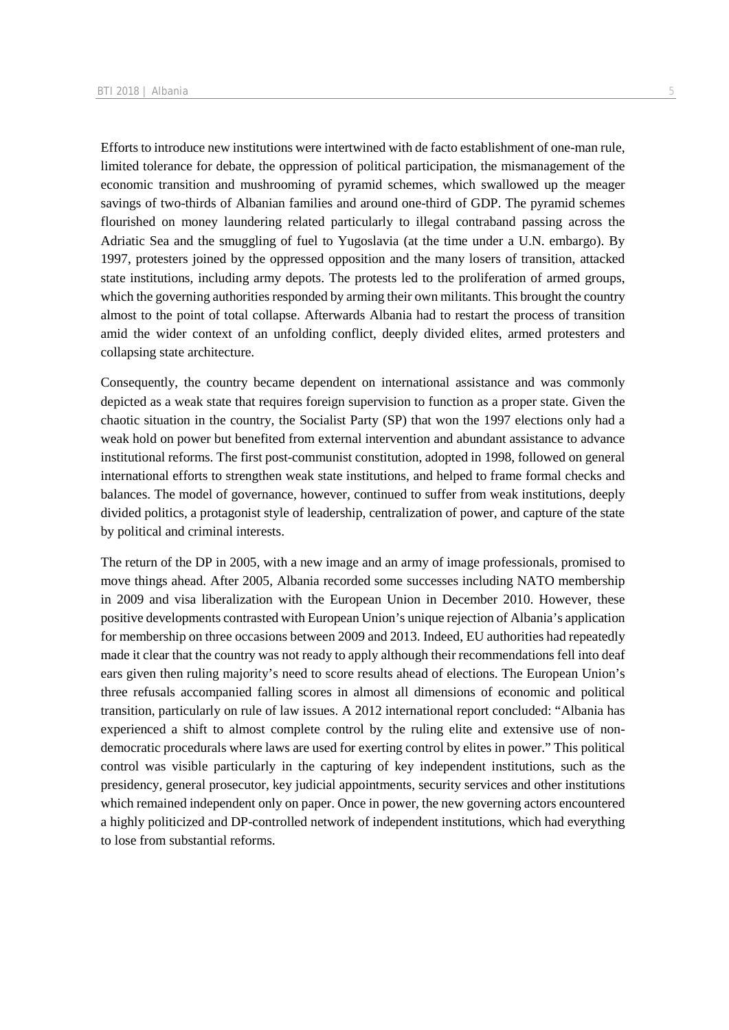Efforts to introduce new institutions were intertwined with de facto establishment of one-man rule, limited tolerance for debate, the oppression of political participation, the mismanagement of the economic transition and mushrooming of pyramid schemes, which swallowed up the meager savings of two-thirds of Albanian families and around one-third of GDP. The pyramid schemes flourished on money laundering related particularly to illegal contraband passing across the Adriatic Sea and the smuggling of fuel to Yugoslavia (at the time under a U.N. embargo). By 1997, protesters joined by the oppressed opposition and the many losers of transition, attacked state institutions, including army depots. The protests led to the proliferation of armed groups, which the governing authorities responded by arming their own militants. This brought the country almost to the point of total collapse. Afterwards Albania had to restart the process of transition amid the wider context of an unfolding conflict, deeply divided elites, armed protesters and collapsing state architecture.

Consequently, the country became dependent on international assistance and was commonly depicted as a weak state that requires foreign supervision to function as a proper state. Given the chaotic situation in the country, the Socialist Party (SP) that won the 1997 elections only had a weak hold on power but benefited from external intervention and abundant assistance to advance institutional reforms. The first post-communist constitution, adopted in 1998, followed on general international efforts to strengthen weak state institutions, and helped to frame formal checks and balances. The model of governance, however, continued to suffer from weak institutions, deeply divided politics, a protagonist style of leadership, centralization of power, and capture of the state by political and criminal interests.

The return of the DP in 2005, with a new image and an army of image professionals, promised to move things ahead. After 2005, Albania recorded some successes including NATO membership in 2009 and visa liberalization with the European Union in December 2010. However, these positive developments contrasted with European Union's unique rejection of Albania's application for membership on three occasions between 2009 and 2013. Indeed, EU authorities had repeatedly made it clear that the country was not ready to apply although their recommendations fell into deaf ears given then ruling majority's need to score results ahead of elections. The European Union's three refusals accompanied falling scores in almost all dimensions of economic and political transition, particularly on rule of law issues. A 2012 international report concluded: "Albania has experienced a shift to almost complete control by the ruling elite and extensive use of non-democratic procedurals where laws are used for exerting control by elites in power." This political control was visible particularly in the capturing of key independent institutions, such as the presidency, general prosecutor, key judicial appointments, security services and other institutions which remained independent only on paper. Once in power, the new governing actors encountered a highly politicized and DP-controlled network of independent institutions, which had everything to lose from substantial reforms.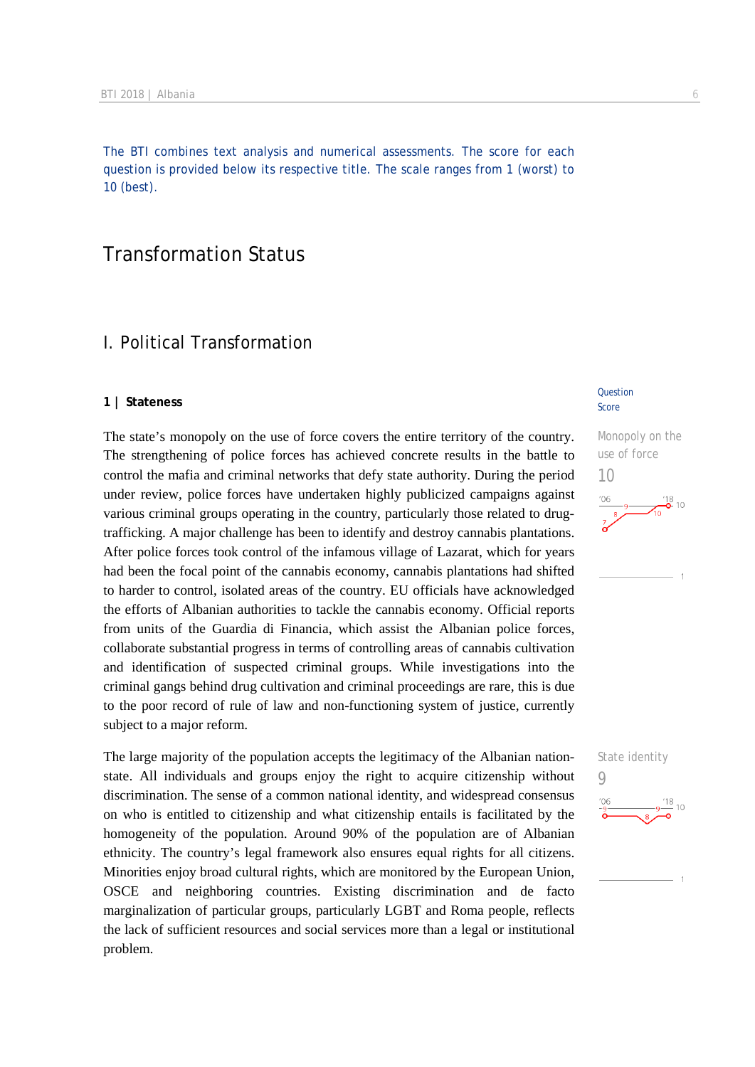The BTI combines text analysis and numerical assessments. The score for each question is provided below its respective title. The scale ranges from 1 (worst) to 10 (best).

# Transformation Status

## I. Political Transformation

### 1 | Stateness

Question Score

**Monopoly on the use of force**
10

The state's monopoly on the use of force covers the entire territory of the country. The strengthening of police forces has achieved concrete results in the battle to control the mafia and criminal networks that defy state authority. During the period under review, police forces have undertaken highly publicized campaigns against various criminal groups operating in the country, particularly those related to drug-trafficking. A major challenge has been to identify and destroy cannabis plantations. After police forces took control of the infamous village of Lazarat, which for years had been the focal point of the cannabis economy, cannabis plantations had shifted to harder to control, isolated areas of the country. EU officials have acknowledged the efforts of Albanian authorities to tackle the cannabis economy. Official reports from units of the Guardia di Financia, which assist the Albanian police forces, collaborate substantial progress in terms of controlling areas of cannabis cultivation and identification of suspected criminal groups. While investigations into the criminal gangs behind drug cultivation and criminal proceedings are rare, this is due to the poor record of rule of law and non-functioning system of justice, currently subject to a major reform.

**State identity**
9

The large majority of the population accepts the legitimacy of the Albanian nation-state. All individuals and groups enjoy the right to acquire citizenship without discrimination. The sense of a common national identity, and widespread consensus on who is entitled to citizenship and what citizenship entails is facilitated by the homogeneity of the population. Around 90% of the population are of Albanian ethnicity. The country's legal framework also ensures equal rights for all citizens. Minorities enjoy broad cultural rights, which are monitored by the European Union, OSCE and neighboring countries. Existing discrimination and de facto marginalization of particular groups, particularly LGBT and Roma people, reflects the lack of sufficient resources and social services more than a legal or institutional problem.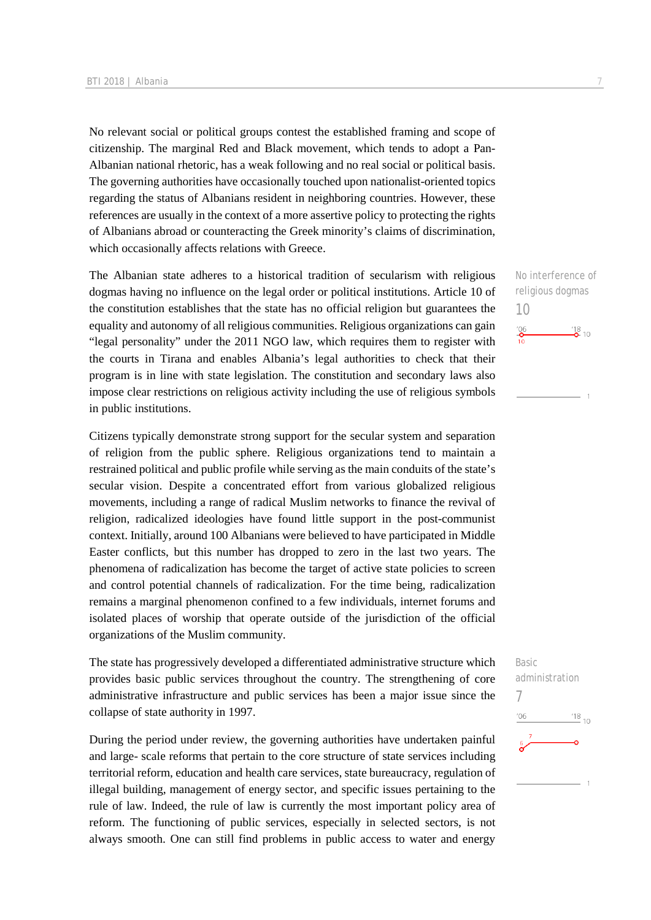No relevant social or political groups contest the established framing and scope of citizenship. The marginal Red and Black movement, which tends to adopt a Pan-Albanian national rhetoric, has a weak following and no real social or political basis. The governing authorities have occasionally touched upon nationalist-oriented topics regarding the status of Albanians resident in neighboring countries. However, these references are usually in the context of a more assertive policy to protecting the rights of Albanians abroad or counteracting the Greek minority's claims of discrimination, which occasionally affects relations with Greece.

No interference of religious dogmas
10

The Albanian state adheres to a historical tradition of secularism with religious dogmas having no influence on the legal order or political institutions. Article 10 of the constitution establishes that the state has no official religion but guarantees the equality and autonomy of all religious communities. Religious organizations can gain "legal personality" under the 2011 NGO law, which requires them to register with the courts in Tirana and enables Albania's legal authorities to check that their program is in line with state legislation. The constitution and secondary laws also impose clear restrictions on religious activity including the use of religious symbols in public institutions.

Citizens typically demonstrate strong support for the secular system and separation of religion from the public sphere. Religious organizations tend to maintain a restrained political and public profile while serving as the main conduits of the state's secular vision. Despite a concentrated effort from various globalized religious movements, including a range of radical Muslim networks to finance the revival of religion, radicalized ideologies have found little support in the post-communist context. Initially, around 100 Albanians were believed to have participated in Middle Easter conflicts, but this number has dropped to zero in the last two years. The phenomena of radicalization has become the target of active state policies to screen and control potential channels of radicalization. For the time being, radicalization remains a marginal phenomenon confined to a few individuals, internet forums and isolated places of worship that operate outside of the jurisdiction of the official organizations of the Muslim community.

Basic administration
7

The state has progressively developed a differentiated administrative structure which provides basic public services throughout the country. The strengthening of core administrative infrastructure and public services has been a major issue since the collapse of state authority in 1997.

During the period under review, the governing authorities have undertaken painful and large- scale reforms that pertain to the core structure of state services including territorial reform, education and health care services, state bureaucracy, regulation of illegal building, management of energy sector, and specific issues pertaining to the rule of law. Indeed, the rule of law is currently the most important policy area of reform. The functioning of public services, especially in selected sectors, is not always smooth. One can still find problems in public access to water and energy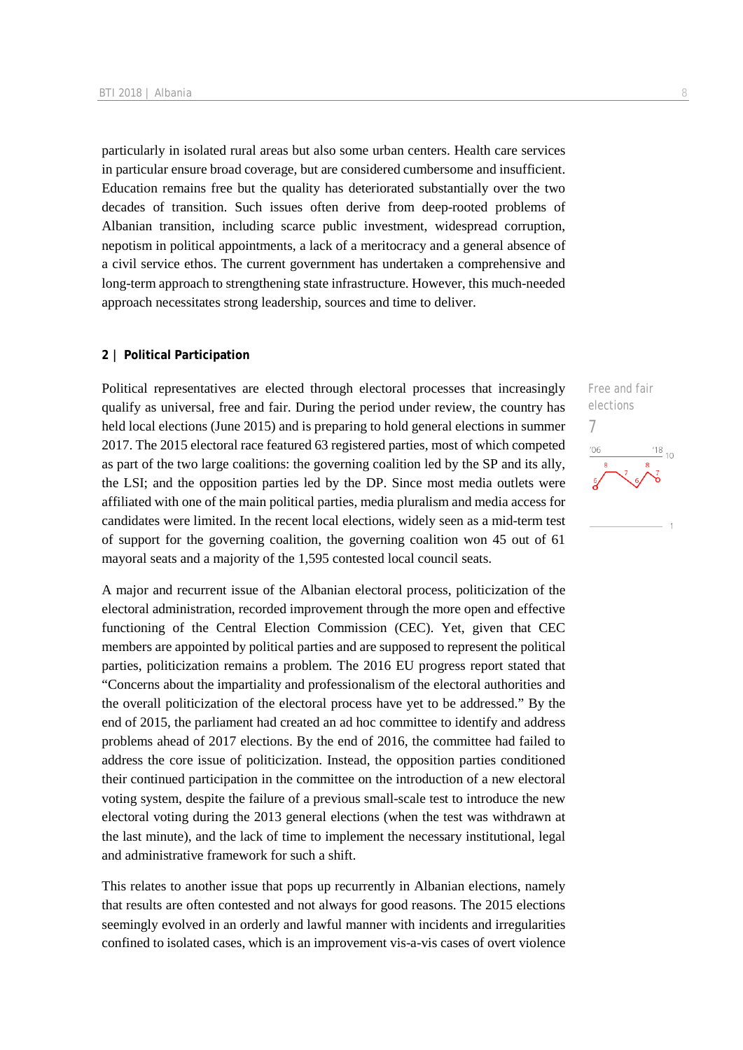particularly in isolated rural areas but also some urban centers. Health care services in particular ensure broad coverage, but are considered cumbersome and insufficient. Education remains free but the quality has deteriorated substantially over the two decades of transition. Such issues often derive from deep-rooted problems of Albanian transition, including scarce public investment, widespread corruption, nepotism in political appointments, a lack of a meritocracy and a general absence of a civil service ethos. The current government has undertaken a comprehensive and long-term approach to strengthening state infrastructure. However, this much-needed approach necessitates strong leadership, sources and time to deliver.

## 2 | Political Participation

Free and fair elections

7

Political representatives are elected through electoral processes that increasingly qualify as universal, free and fair. During the period under review, the country has held local elections (June 2015) and is preparing to hold general elections in summer 2017. The 2015 electoral race featured 63 registered parties, most of which competed as part of the two large coalitions: the governing coalition led by the SP and its ally, the LSI; and the opposition parties led by the DP. Since most media outlets were affiliated with one of the main political parties, media pluralism and media access for candidates were limited. In the recent local elections, widely seen as a mid-term test of support for the governing coalition, the governing coalition won 45 out of 61 mayoral seats and a majority of the 1,595 contested local council seats.

A major and recurrent issue of the Albanian electoral process, politicization of the electoral administration, recorded improvement through the more open and effective functioning of the Central Election Commission (CEC). Yet, given that CEC members are appointed by political parties and are supposed to represent the political parties, politicization remains a problem. The 2016 EU progress report stated that “Concerns about the impartiality and professionalism of the electoral authorities and the overall politicization of the electoral process have yet to be addressed.” By the end of 2015, the parliament had created an ad hoc committee to identify and address problems ahead of 2017 elections. By the end of 2016, the committee had failed to address the core issue of politicization. Instead, the opposition parties conditioned their continued participation in the committee on the introduction of a new electoral voting system, despite the failure of a previous small-scale test to introduce the new electoral voting during the 2013 general elections (when the test was withdrawn at the last minute), and the lack of time to implement the necessary institutional, legal and administrative framework for such a shift.

This relates to another issue that pops up recurrently in Albanian elections, namely that results are often contested and not always for good reasons. The 2015 elections seemingly evolved in an orderly and lawful manner with incidents and irregularities confined to isolated cases, which is an improvement vis-a-vis cases of overt violence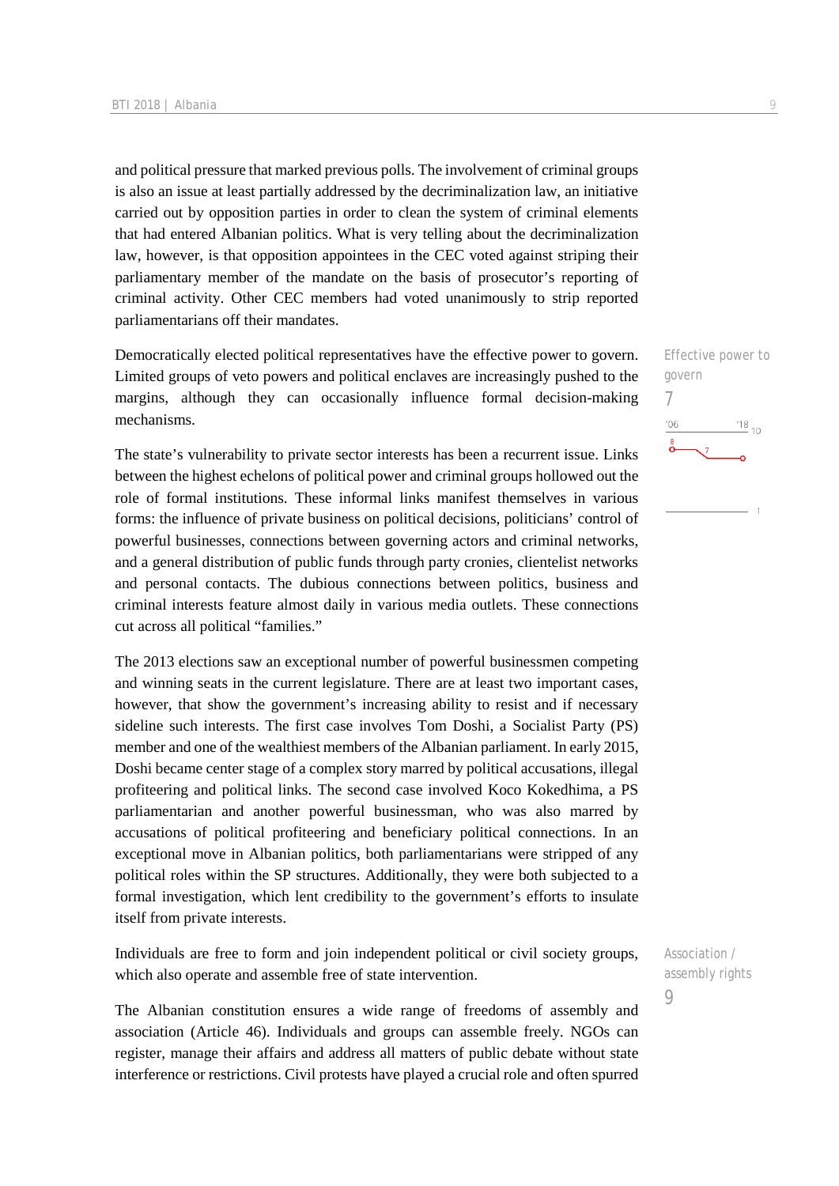and political pressure that marked previous polls. The involvement of criminal groups is also an issue at least partially addressed by the decriminalization law, an initiative carried out by opposition parties in order to clean the system of criminal elements that had entered Albanian politics. What is very telling about the decriminalization law, however, is that opposition appointees in the CEC voted against striping their parliamentary member of the mandate on the basis of prosecutor's reporting of criminal activity. Other CEC members had voted unanimously to strip reported parliamentarians off their mandates.

Effective power to govern
7

Democratically elected political representatives have the effective power to govern. Limited groups of veto powers and political enclaves are increasingly pushed to the margins, although they can occasionally influence formal decision-making mechanisms.

The state's vulnerability to private sector interests has been a recurrent issue. Links between the highest echelons of political power and criminal groups hollowed out the role of formal institutions. These informal links manifest themselves in various forms: the influence of private business on political decisions, politicians' control of powerful businesses, connections between governing actors and criminal networks, and a general distribution of public funds through party cronies, clientelist networks and personal contacts. The dubious connections between politics, business and criminal interests feature almost daily in various media outlets. These connections cut across all political "families."

The 2013 elections saw an exceptional number of powerful businessmen competing and winning seats in the current legislature. There are at least two important cases, however, that show the government's increasing ability to resist and if necessary sideline such interests. The first case involves Tom Doshi, a Socialist Party (PS) member and one of the wealthiest members of the Albanian parliament. In early 2015, Doshi became center stage of a complex story marred by political accusations, illegal profiteering and political links. The second case involved Koco Kokedhima, a PS parliamentarian and another powerful businessman, who was also marred by accusations of political profiteering and beneficiary political connections. In an exceptional move in Albanian politics, both parliamentarians were stripped of any political roles within the SP structures. Additionally, they were both subjected to a formal investigation, which lent credibility to the government's efforts to insulate itself from private interests.

Association / assembly rights
9

Individuals are free to form and join independent political or civil society groups, which also operate and assemble free of state intervention.

The Albanian constitution ensures a wide range of freedoms of assembly and association (Article 46). Individuals and groups can assemble freely. NGOs can register, manage their affairs and address all matters of public debate without state interference or restrictions. Civil protests have played a crucial role and often spurred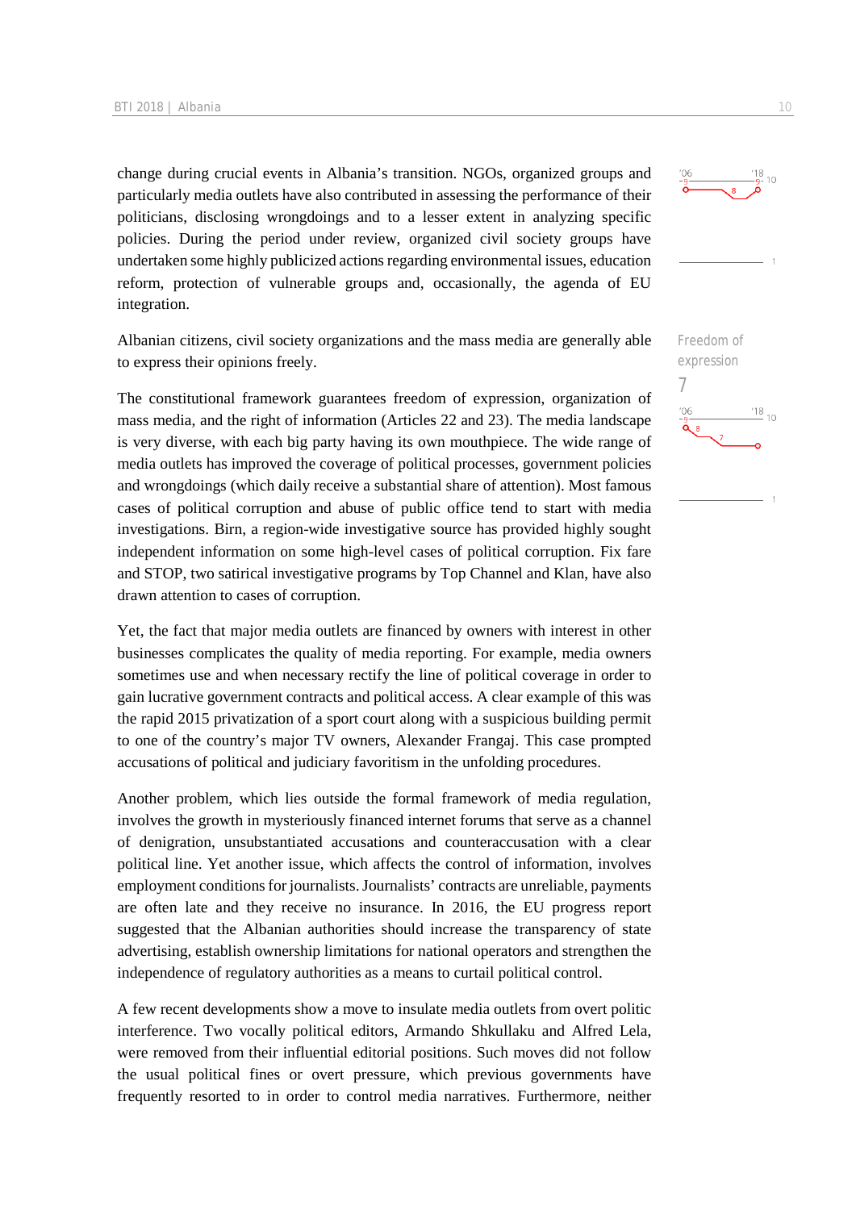change during crucial events in Albania's transition. NGOs, organized groups and particularly media outlets have also contributed in assessing the performance of their politicians, disclosing wrongdoings and to a lesser extent in analyzing specific policies. During the period under review, organized civil society groups have undertaken some highly publicized actions regarding environmental issues, education reform, protection of vulnerable groups and, occasionally, the agenda of EU integration.

Freedom of expression
7

Albanian citizens, civil society organizations and the mass media are generally able to express their opinions freely.

The constitutional framework guarantees freedom of expression, organization of mass media, and the right of information (Articles 22 and 23). The media landscape is very diverse, with each big party having its own mouthpiece. The wide range of media outlets has improved the coverage of political processes, government policies and wrongdoings (which daily receive a substantial share of attention). Most famous cases of political corruption and abuse of public office tend to start with media investigations. Birn, a region-wide investigative source has provided highly sought independent information on some high-level cases of political corruption. Fix fare and STOP, two satirical investigative programs by Top Channel and Klan, have also drawn attention to cases of corruption.

Yet, the fact that major media outlets are financed by owners with interest in other businesses complicates the quality of media reporting. For example, media owners sometimes use and when necessary rectify the line of political coverage in order to gain lucrative government contracts and political access. A clear example of this was the rapid 2015 privatization of a sport court along with a suspicious building permit to one of the country's major TV owners, Alexander Frangaj. This case prompted accusations of political and judiciary favoritism in the unfolding procedures.

Another problem, which lies outside the formal framework of media regulation, involves the growth in mysteriously financed internet forums that serve as a channel of denigration, unsubstantiated accusations and counteraccusation with a clear political line. Yet another issue, which affects the control of information, involves employment conditions for journalists. Journalists' contracts are unreliable, payments are often late and they receive no insurance. In 2016, the EU progress report suggested that the Albanian authorities should increase the transparency of state advertising, establish ownership limitations for national operators and strengthen the independence of regulatory authorities as a means to curtail political control.

A few recent developments show a move to insulate media outlets from overt politic interference. Two vocally political editors, Armando Shkullaku and Alfred Lela, were removed from their influential editorial positions. Such moves did not follow the usual political fines or overt pressure, which previous governments have frequently resorted to in order to control media narratives. Furthermore, neither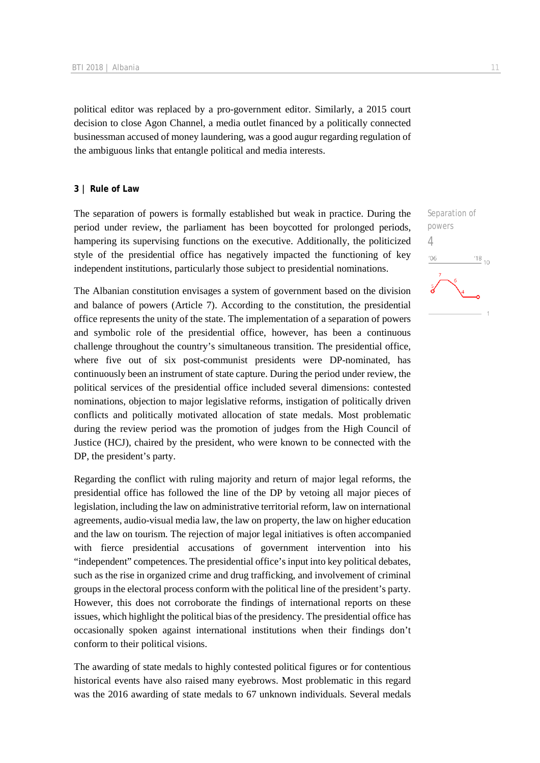political editor was replaced by a pro-government editor. Similarly, a 2015 court decision to close Agon Channel, a media outlet financed by a politically connected businessman accused of money laundering, was a good augur regarding regulation of the ambiguous links that entangle political and media interests.

## 3 | Rule of Law

Separation of powers

4

The separation of powers is formally established but weak in practice. During the period under review, the parliament has been boycotted for prolonged periods, hampering its supervising functions on the executive. Additionally, the politicized style of the presidential office has negatively impacted the functioning of key independent institutions, particularly those subject to presidential nominations.

The Albanian constitution envisages a system of government based on the division and balance of powers (Article 7). According to the constitution, the presidential office represents the unity of the state. The implementation of a separation of powers and symbolic role of the presidential office, however, has been a continuous challenge throughout the country's simultaneous transition. The presidential office, where five out of six post-communist presidents were DP-nominated, has continuously been an instrument of state capture. During the period under review, the political services of the presidential office included several dimensions: contested nominations, objection to major legislative reforms, instigation of politically driven conflicts and politically motivated allocation of state medals. Most problematic during the review period was the promotion of judges from the High Council of Justice (HCJ), chaired by the president, who were known to be connected with the DP, the president's party.

Regarding the conflict with ruling majority and return of major legal reforms, the presidential office has followed the line of the DP by vetoing all major pieces of legislation, including the law on administrative territorial reform, law on international agreements, audio-visual media law, the law on property, the law on higher education and the law on tourism. The rejection of major legal initiatives is often accompanied with fierce presidential accusations of government intervention into his "independent" competences. The presidential office's input into key political debates, such as the rise in organized crime and drug trafficking, and involvement of criminal groups in the electoral process conform with the political line of the president's party. However, this does not corroborate the findings of international reports on these issues, which highlight the political bias of the presidency. The presidential office has occasionally spoken against international institutions when their findings don't conform to their political visions.

The awarding of state medals to highly contested political figures or for contentious historical events have also raised many eyebrows. Most problematic in this regard was the 2016 awarding of state medals to 67 unknown individuals. Several medals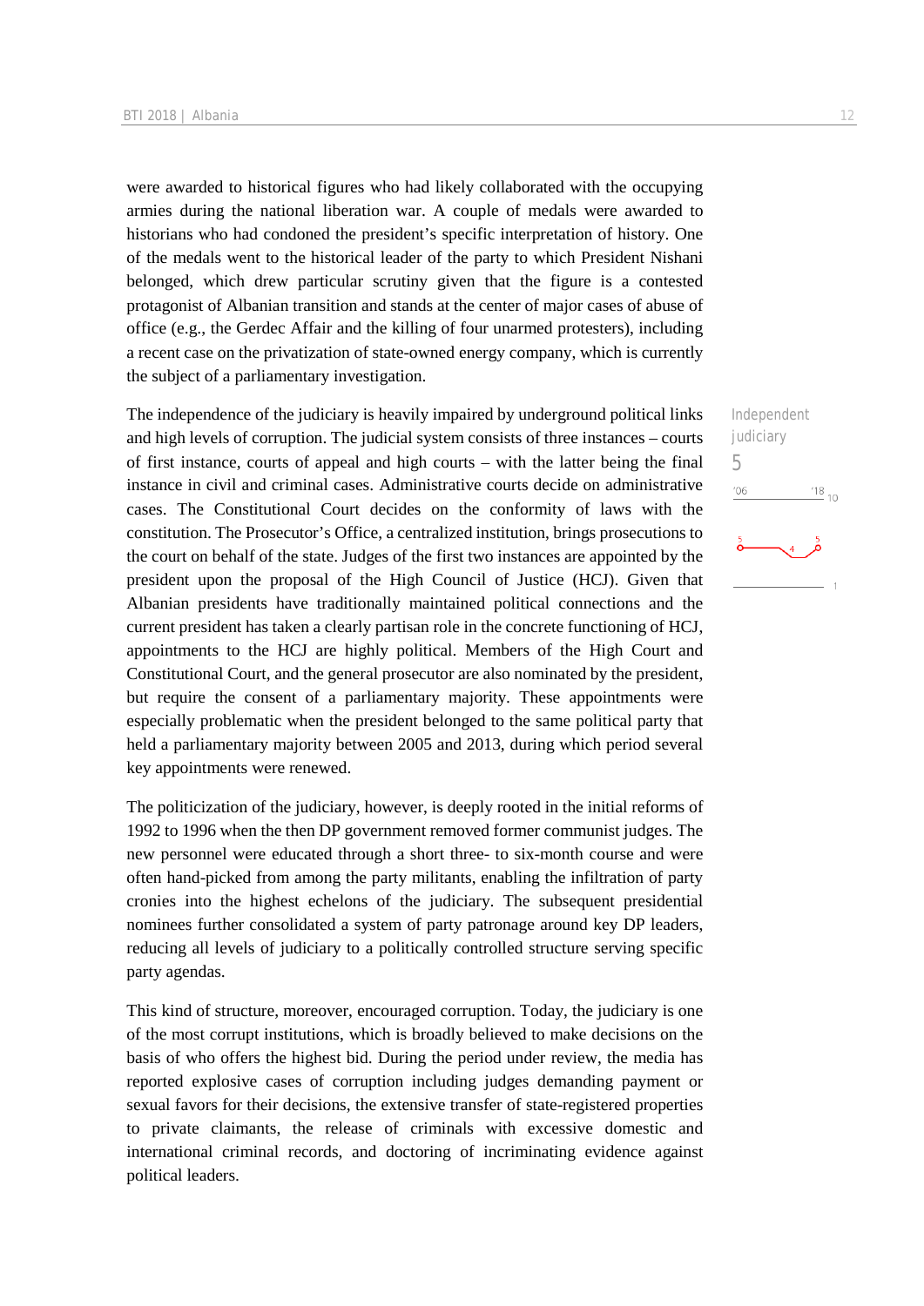were awarded to historical figures who had likely collaborated with the occupying armies during the national liberation war. A couple of medals were awarded to historians who had condoned the president's specific interpretation of history. One of the medals went to the historical leader of the party to which President Nishani belonged, which drew particular scrutiny given that the figure is a contested protagonist of Albanian transition and stands at the center of major cases of abuse of office (e.g., the Gerdec Affair and the killing of four unarmed protesters), including a recent case on the privatization of state-owned energy company, which is currently the subject of a parliamentary investigation.

Independent judiciary
5

The independence of the judiciary is heavily impaired by underground political links and high levels of corruption. The judicial system consists of three instances – courts of first instance, courts of appeal and high courts – with the latter being the final instance in civil and criminal cases. Administrative courts decide on administrative cases. The Constitutional Court decides on the conformity of laws with the constitution. The Prosecutor's Office, a centralized institution, brings prosecutions to the court on behalf of the state. Judges of the first two instances are appointed by the president upon the proposal of the High Council of Justice (HCJ). Given that Albanian presidents have traditionally maintained political connections and the current president has taken a clearly partisan role in the concrete functioning of HCJ, appointments to the HCJ are highly political. Members of the High Court and Constitutional Court, and the general prosecutor are also nominated by the president, but require the consent of a parliamentary majority. These appointments were especially problematic when the president belonged to the same political party that held a parliamentary majority between 2005 and 2013, during which period several key appointments were renewed.

The politicization of the judiciary, however, is deeply rooted in the initial reforms of 1992 to 1996 when the then DP government removed former communist judges. The new personnel were educated through a short three- to six-month course and were often hand-picked from among the party militants, enabling the infiltration of party cronies into the highest echelons of the judiciary. The subsequent presidential nominees further consolidated a system of party patronage around key DP leaders, reducing all levels of judiciary to a politically controlled structure serving specific party agendas.

This kind of structure, moreover, encouraged corruption. Today, the judiciary is one of the most corrupt institutions, which is broadly believed to make decisions on the basis of who offers the highest bid. During the period under review, the media has reported explosive cases of corruption including judges demanding payment or sexual favors for their decisions, the extensive transfer of state-registered properties to private claimants, the release of criminals with excessive domestic and international criminal records, and doctoring of incriminating evidence against political leaders.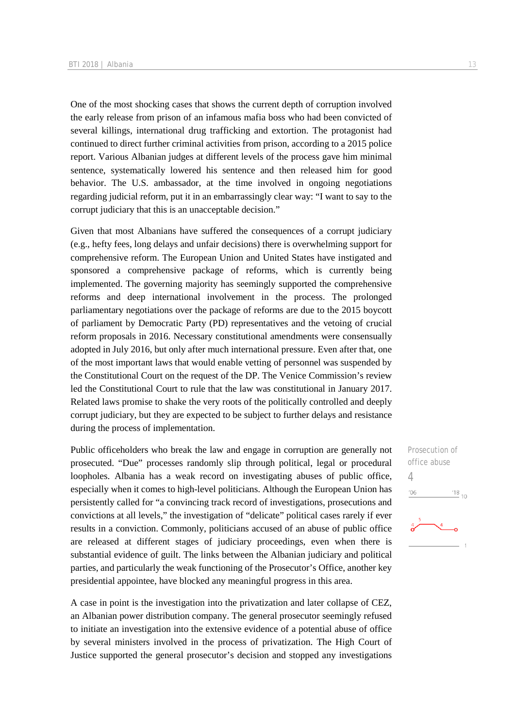One of the most shocking cases that shows the current depth of corruption involved the early release from prison of an infamous mafia boss who had been convicted of several killings, international drug trafficking and extortion. The protagonist had continued to direct further criminal activities from prison, according to a 2015 police report. Various Albanian judges at different levels of the process gave him minimal sentence, systematically lowered his sentence and then released him for good behavior. The U.S. ambassador, at the time involved in ongoing negotiations regarding judicial reform, put it in an embarrassingly clear way: "I want to say to the corrupt judiciary that this is an unacceptable decision."

Given that most Albanians have suffered the consequences of a corrupt judiciary (e.g., hefty fees, long delays and unfair decisions) there is overwhelming support for comprehensive reform. The European Union and United States have instigated and sponsored a comprehensive package of reforms, which is currently being implemented. The governing majority has seemingly supported the comprehensive reforms and deep international involvement in the process. The prolonged parliamentary negotiations over the package of reforms are due to the 2015 boycott of parliament by Democratic Party (PD) representatives and the vetoing of crucial reform proposals in 2016. Necessary constitutional amendments were consensually adopted in July 2016, but only after much international pressure. Even after that, one of the most important laws that would enable vetting of personnel was suspended by the Constitutional Court on the request of the DP. The Venice Commission's review led the Constitutional Court to rule that the law was constitutional in January 2017. Related laws promise to shake the very roots of the politically controlled and deeply corrupt judiciary, but they are expected to be subject to further delays and resistance during the process of implementation.

Prosecution of office abuse
4

Public officeholders who break the law and engage in corruption are generally not prosecuted. "Due" processes randomly slip through political, legal or procedural loopholes. Albania has a weak record on investigating abuses of public office, especially when it comes to high-level politicians. Although the European Union has persistently called for "a convincing track record of investigations, prosecutions and convictions at all levels," the investigation of "delicate" political cases rarely if ever results in a conviction. Commonly, politicians accused of an abuse of public office are released at different stages of judiciary proceedings, even when there is substantial evidence of guilt. The links between the Albanian judiciary and political parties, and particularly the weak functioning of the Prosecutor's Office, another key presidential appointee, have blocked any meaningful progress in this area.

A case in point is the investigation into the privatization and later collapse of CEZ, an Albanian power distribution company. The general prosecutor seemingly refused to initiate an investigation into the extensive evidence of a potential abuse of office by several ministers involved in the process of privatization. The High Court of Justice supported the general prosecutor's decision and stopped any investigations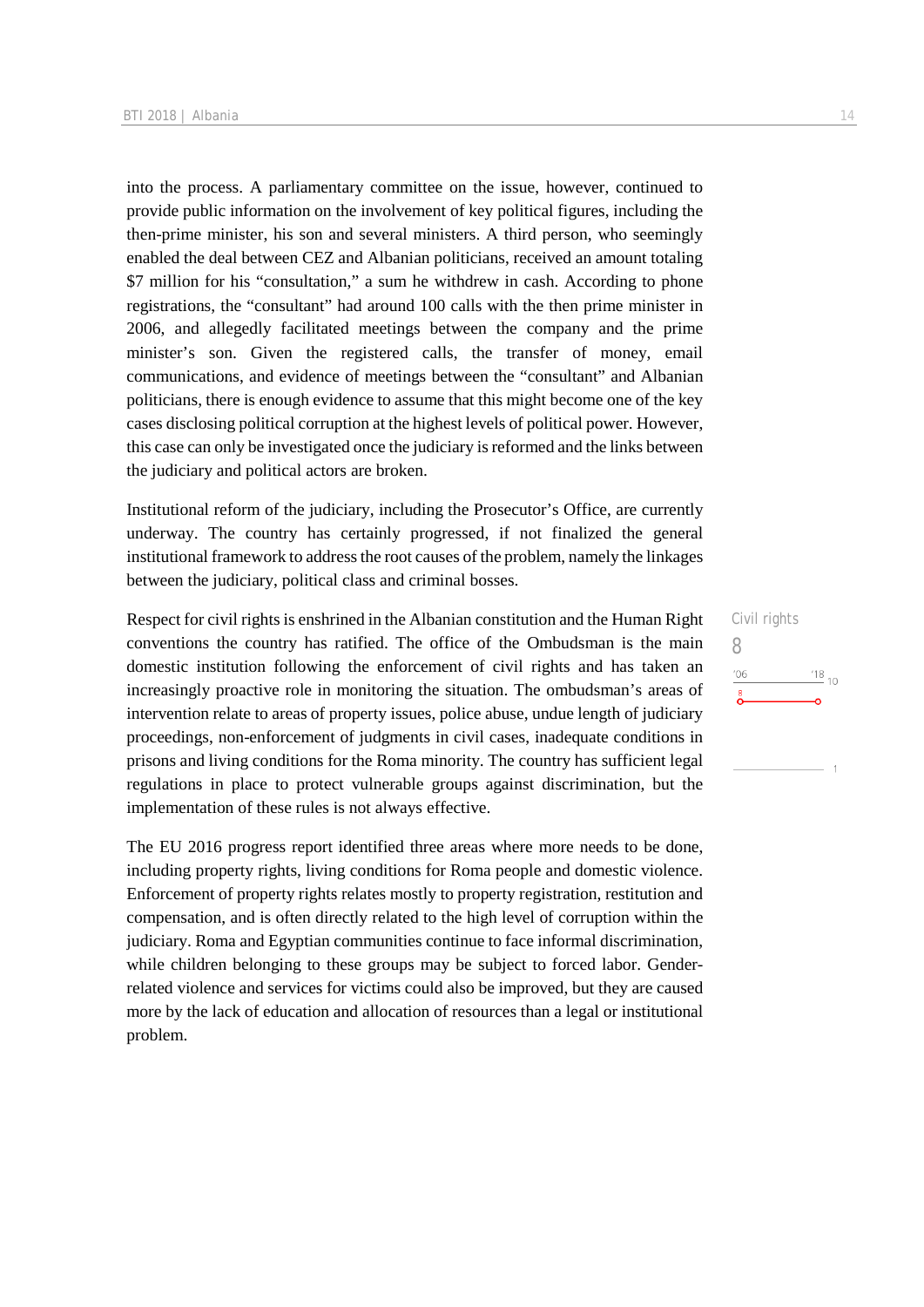into the process. A parliamentary committee on the issue, however, continued to provide public information on the involvement of key political figures, including the then-prime minister, his son and several ministers. A third person, who seemingly enabled the deal between CEZ and Albanian politicians, received an amount totaling $7 million for his "consultation," a sum he withdrew in cash. According to phone registrations, the "consultant" had around 100 calls with the then prime minister in 2006, and allegedly facilitated meetings between the company and the prime minister's son. Given the registered calls, the transfer of money, email communications, and evidence of meetings between the "consultant" and Albanian politicians, there is enough evidence to assume that this might become one of the key cases disclosing political corruption at the highest levels of political power. However, this case can only be investigated once the judiciary is reformed and the links between the judiciary and political actors are broken.

Institutional reform of the judiciary, including the Prosecutor's Office, are currently underway. The country has certainly progressed, if not finalized the general institutional framework to address the root causes of the problem, namely the linkages between the judiciary, political class and criminal bosses.

Civil rights
8

Respect for civil rights is enshrined in the Albanian constitution and the Human Right conventions the country has ratified. The office of the Ombudsman is the main domestic institution following the enforcement of civil rights and has taken an increasingly proactive role in monitoring the situation. The ombudsman's areas of intervention relate to areas of property issues, police abuse, undue length of judiciary proceedings, non-enforcement of judgments in civil cases, inadequate conditions in prisons and living conditions for the Roma minority. The country has sufficient legal regulations in place to protect vulnerable groups against discrimination, but the implementation of these rules is not always effective.

The EU 2016 progress report identified three areas where more needs to be done, including property rights, living conditions for Roma people and domestic violence. Enforcement of property rights relates mostly to property registration, restitution and compensation, and is often directly related to the high level of corruption within the judiciary. Roma and Egyptian communities continue to face informal discrimination, while children belonging to these groups may be subject to forced labor. Gender-related violence and services for victims could also be improved, but they are caused more by the lack of education and allocation of resources than a legal or institutional problem.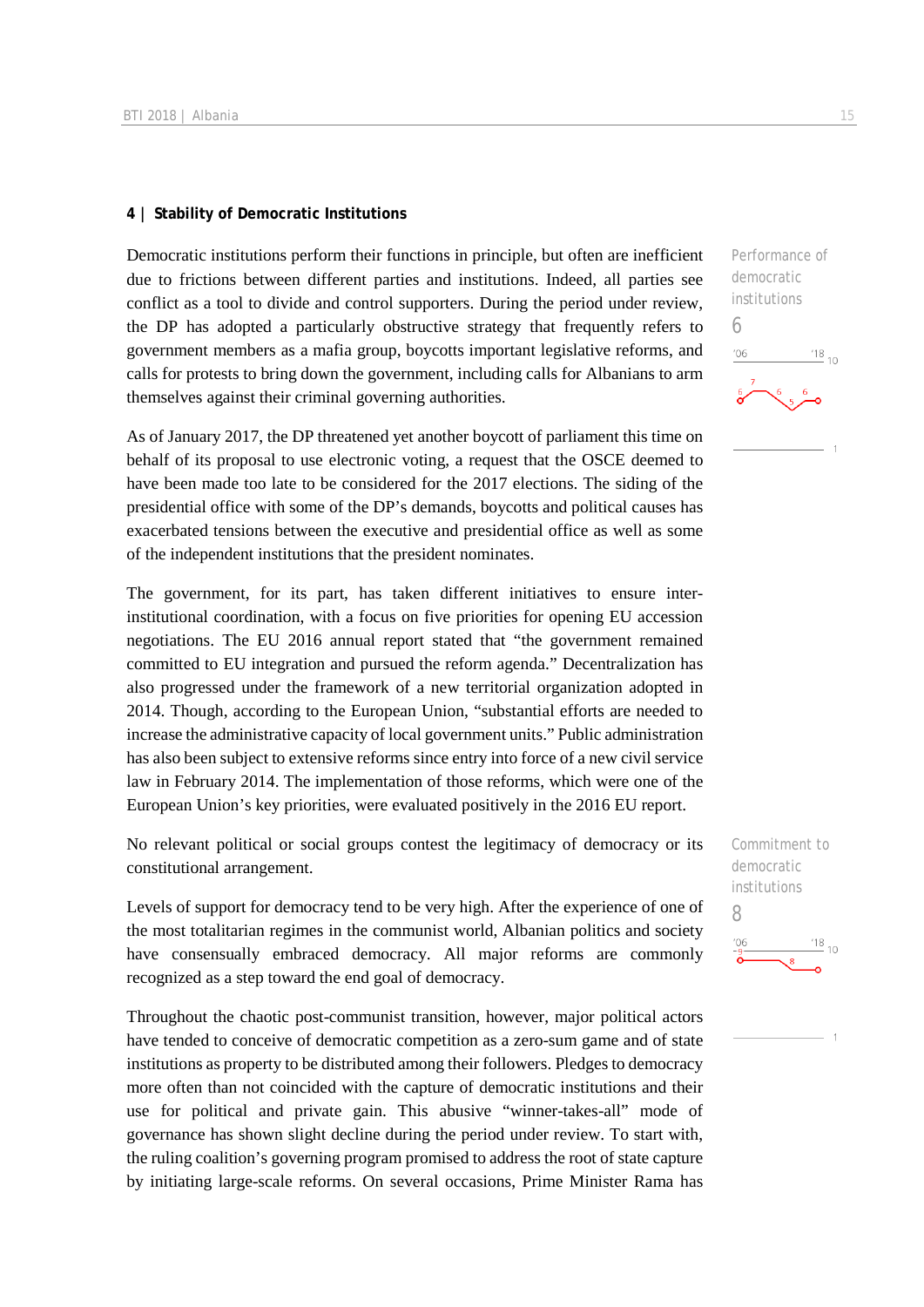### 4 | Stability of Democratic Institutions

Democratic institutions perform their functions in principle, but often are inefficient due to frictions between different parties and institutions. Indeed, all parties see conflict as a tool to divide and control supporters. During the period under review, the DP has adopted a particularly obstructive strategy that frequently refers to government members as a mafia group, boycotts important legislative reforms, and calls for protests to bring down the government, including calls for Albanians to arm themselves against their criminal governing authorities.

Performance of democratic institutions
6

As of January 2017, the DP threatened yet another boycott of parliament this time on behalf of its proposal to use electronic voting, a request that the OSCE deemed to have been made too late to be considered for the 2017 elections. The siding of the presidential office with some of the DP's demands, boycotts and political causes has exacerbated tensions between the executive and presidential office as well as some of the independent institutions that the president nominates.

The government, for its part, has taken different initiatives to ensure inter-institutional coordination, with a focus on five priorities for opening EU accession negotiations. The EU 2016 annual report stated that "the government remained committed to EU integration and pursued the reform agenda." Decentralization has also progressed under the framework of a new territorial organization adopted in 2014. Though, according to the European Union, "substantial efforts are needed to increase the administrative capacity of local government units." Public administration has also been subject to extensive reforms since entry into force of a new civil service law in February 2014. The implementation of those reforms, which were one of the European Union's key priorities, were evaluated positively in the 2016 EU report.

No relevant political or social groups contest the legitimacy of democracy or its constitutional arrangement.

Commitment to democratic institutions
8

Levels of support for democracy tend to be very high. After the experience of one of the most totalitarian regimes in the communist world, Albanian politics and society have consensually embraced democracy. All major reforms are commonly recognized as a step toward the end goal of democracy.

Throughout the chaotic post-communist transition, however, major political actors have tended to conceive of democratic competition as a zero-sum game and of state institutions as property to be distributed among their followers. Pledges to democracy more often than not coincided with the capture of democratic institutions and their use for political and private gain. This abusive "winner-takes-all" mode of governance has shown slight decline during the period under review. To start with, the ruling coalition's governing program promised to address the root of state capture by initiating large-scale reforms. On several occasions, Prime Minister Rama has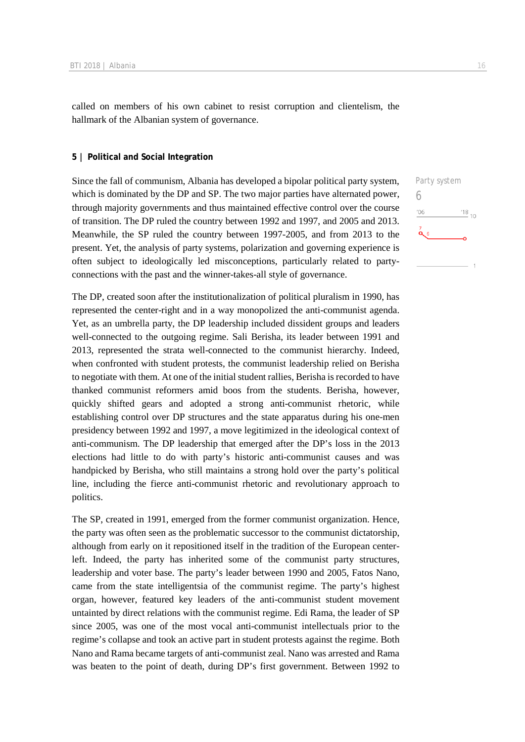called on members of his own cabinet to resist corruption and clientelism, the hallmark of the Albanian system of governance.

### 5 | Political and Social Integration

Party system
6

Since the fall of communism, Albania has developed a bipolar political party system, which is dominated by the DP and SP. The two major parties have alternated power, through majority governments and thus maintained effective control over the course of transition. The DP ruled the country between 1992 and 1997, and 2005 and 2013. Meanwhile, the SP ruled the country between 1997-2005, and from 2013 to the present. Yet, the analysis of party systems, polarization and governing experience is often subject to ideologically led misconceptions, particularly related to party-connections with the past and the winner-takes-all style of governance.

The DP, created soon after the institutionalization of political pluralism in 1990, has represented the center-right and in a way monopolized the anti-communist agenda. Yet, as an umbrella party, the DP leadership included dissident groups and leaders well-connected to the outgoing regime. Sali Berisha, its leader between 1991 and 2013, represented the strata well-connected to the communist hierarchy. Indeed, when confronted with student protests, the communist leadership relied on Berisha to negotiate with them. At one of the initial student rallies, Berisha is recorded to have thanked communist reformers amid boos from the students. Berisha, however, quickly shifted gears and adopted a strong anti-communist rhetoric, while establishing control over DP structures and the state apparatus during his one-men presidency between 1992 and 1997, a move legitimized in the ideological context of anti-communism. The DP leadership that emerged after the DP's loss in the 2013 elections had little to do with party's historic anti-communist causes and was handpicked by Berisha, who still maintains a strong hold over the party's political line, including the fierce anti-communist rhetoric and revolutionary approach to politics.

The SP, created in 1991, emerged from the former communist organization. Hence, the party was often seen as the problematic successor to the communist dictatorship, although from early on it repositioned itself in the tradition of the European center-left. Indeed, the party has inherited some of the communist party structures, leadership and voter base. The party's leader between 1990 and 2005, Fatos Nano, came from the state intelligentsia of the communist regime. The party's highest organ, however, featured key leaders of the anti-communist student movement untainted by direct relations with the communist regime. Edi Rama, the leader of SP since 2005, was one of the most vocal anti-communist intellectuals prior to the regime's collapse and took an active part in student protests against the regime. Both Nano and Rama became targets of anti-communist zeal. Nano was arrested and Rama was beaten to the point of death, during DP's first government. Between 1992 to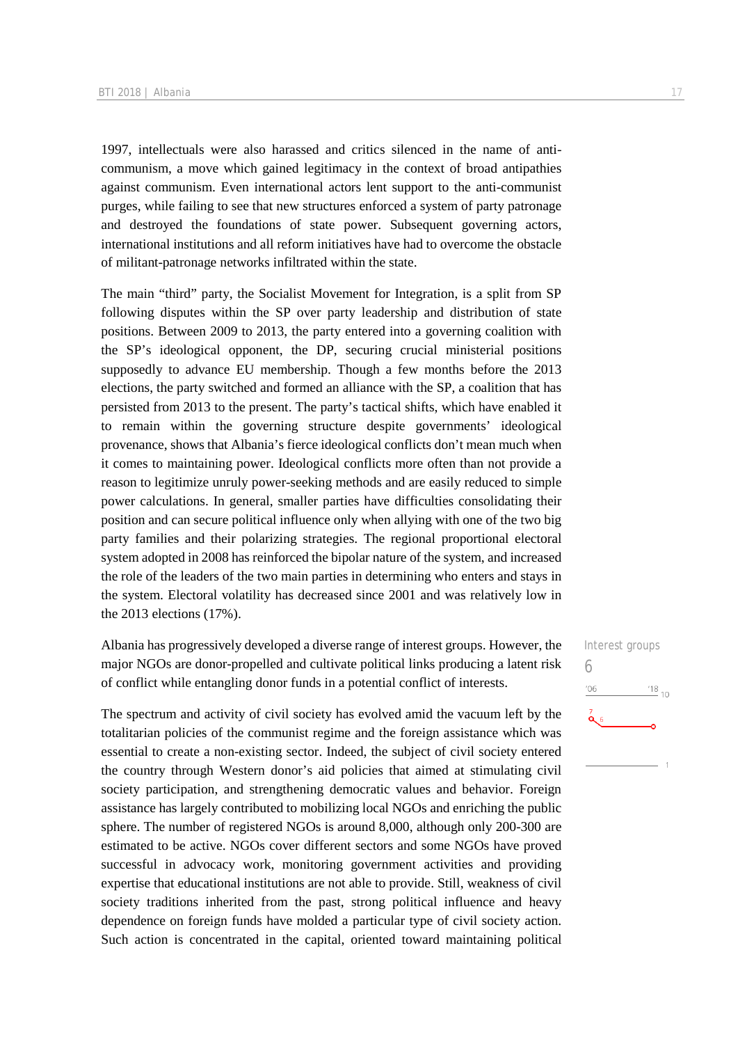1997, intellectuals were also harassed and critics silenced in the name of anti-communism, a move which gained legitimacy in the context of broad antipathies against communism. Even international actors lent support to the anti-communist purges, while failing to see that new structures enforced a system of party patronage and destroyed the foundations of state power. Subsequent governing actors, international institutions and all reform initiatives have had to overcome the obstacle of militant-patronage networks infiltrated within the state.

The main "third" party, the Socialist Movement for Integration, is a split from SP following disputes within the SP over party leadership and distribution of state positions. Between 2009 to 2013, the party entered into a governing coalition with the SP's ideological opponent, the DP, securing crucial ministerial positions supposedly to advance EU membership. Though a few months before the 2013 elections, the party switched and formed an alliance with the SP, a coalition that has persisted from 2013 to the present. The party's tactical shifts, which have enabled it to remain within the governing structure despite governments' ideological provenance, shows that Albania's fierce ideological conflicts don't mean much when it comes to maintaining power. Ideological conflicts more often than not provide a reason to legitimize unruly power-seeking methods and are easily reduced to simple power calculations. In general, smaller parties have difficulties consolidating their position and can secure political influence only when allying with one of the two big party families and their polarizing strategies. The regional proportional electoral system adopted in 2008 has reinforced the bipolar nature of the system, and increased the role of the leaders of the two main parties in determining who enters and stays in the system. Electoral volatility has decreased since 2001 and was relatively low in the 2013 elections (17%).

Interest groups
6

Albania has progressively developed a diverse range of interest groups. However, the major NGOs are donor-propelled and cultivate political links producing a latent risk of conflict while entangling donor funds in a potential conflict of interests.

The spectrum and activity of civil society has evolved amid the vacuum left by the totalitarian policies of the communist regime and the foreign assistance which was essential to create a non-existing sector. Indeed, the subject of civil society entered the country through Western donor's aid policies that aimed at stimulating civil society participation, and strengthening democratic values and behavior. Foreign assistance has largely contributed to mobilizing local NGOs and enriching the public sphere. The number of registered NGOs is around 8,000, although only 200-300 are estimated to be active. NGOs cover different sectors and some NGOs have proved successful in advocacy work, monitoring government activities and providing expertise that educational institutions are not able to provide. Still, weakness of civil society traditions inherited from the past, strong political influence and heavy dependence on foreign funds have molded a particular type of civil society action. Such action is concentrated in the capital, oriented toward maintaining political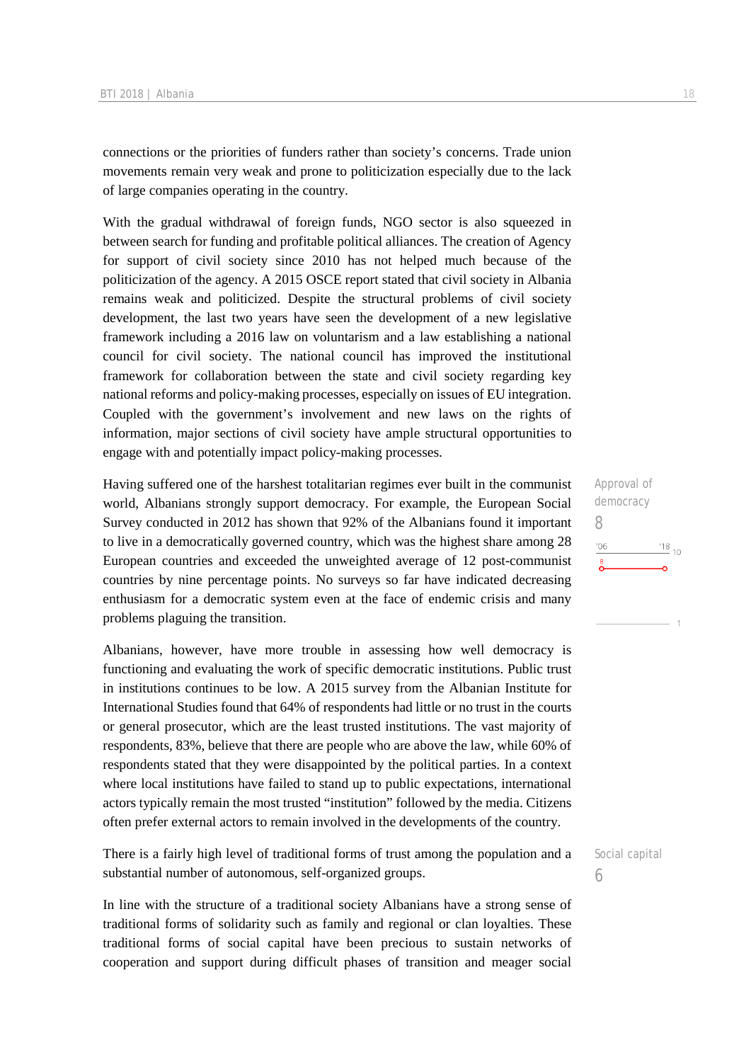connections or the priorities of funders rather than society's concerns. Trade union movements remain very weak and prone to politicization especially due to the lack of large companies operating in the country.

With the gradual withdrawal of foreign funds, NGO sector is also squeezed in between search for funding and profitable political alliances. The creation of Agency for support of civil society since 2010 has not helped much because of the politicization of the agency. A 2015 OSCE report stated that civil society in Albania remains weak and politicized. Despite the structural problems of civil society development, the last two years have seen the development of a new legislative framework including a 2016 law on voluntarism and a law establishing a national council for civil society. The national council has improved the institutional framework for collaboration between the state and civil society regarding key national reforms and policy-making processes, especially on issues of EU integration. Coupled with the government's involvement and new laws on the rights of information, major sections of civil society have ample structural opportunities to engage with and potentially impact policy-making processes.

Approval of democracy
8

'06: 8 — '18: 8 (scale 1–10)

Having suffered one of the harshest totalitarian regimes ever built in the communist world, Albanians strongly support democracy. For example, the European Social Survey conducted in 2012 has shown that 92% of the Albanians found it important to live in a democratically governed country, which was the highest share among 28 European countries and exceeded the unweighted average of 12 post-communist countries by nine percentage points. No surveys so far have indicated decreasing enthusiasm for a democratic system even at the face of endemic crisis and many problems plaguing the transition.

Albanians, however, have more trouble in assessing how well democracy is functioning and evaluating the work of specific democratic institutions. Public trust in institutions continues to be low. A 2015 survey from the Albanian Institute for International Studies found that 64% of respondents had little or no trust in the courts or general prosecutor, which are the least trusted institutions. The vast majority of respondents, 83%, believe that there are people who are above the law, while 60% of respondents stated that they were disappointed by the political parties. In a context where local institutions have failed to stand up to public expectations, international actors typically remain the most trusted "institution" followed by the media. Citizens often prefer external actors to remain involved in the developments of the country.

Social capital
6

There is a fairly high level of traditional forms of trust among the population and a substantial number of autonomous, self-organized groups.

In line with the structure of a traditional society Albanians have a strong sense of traditional forms of solidarity such as family and regional or clan loyalties. These traditional forms of social capital have been precious to sustain networks of cooperation and support during difficult phases of transition and meager social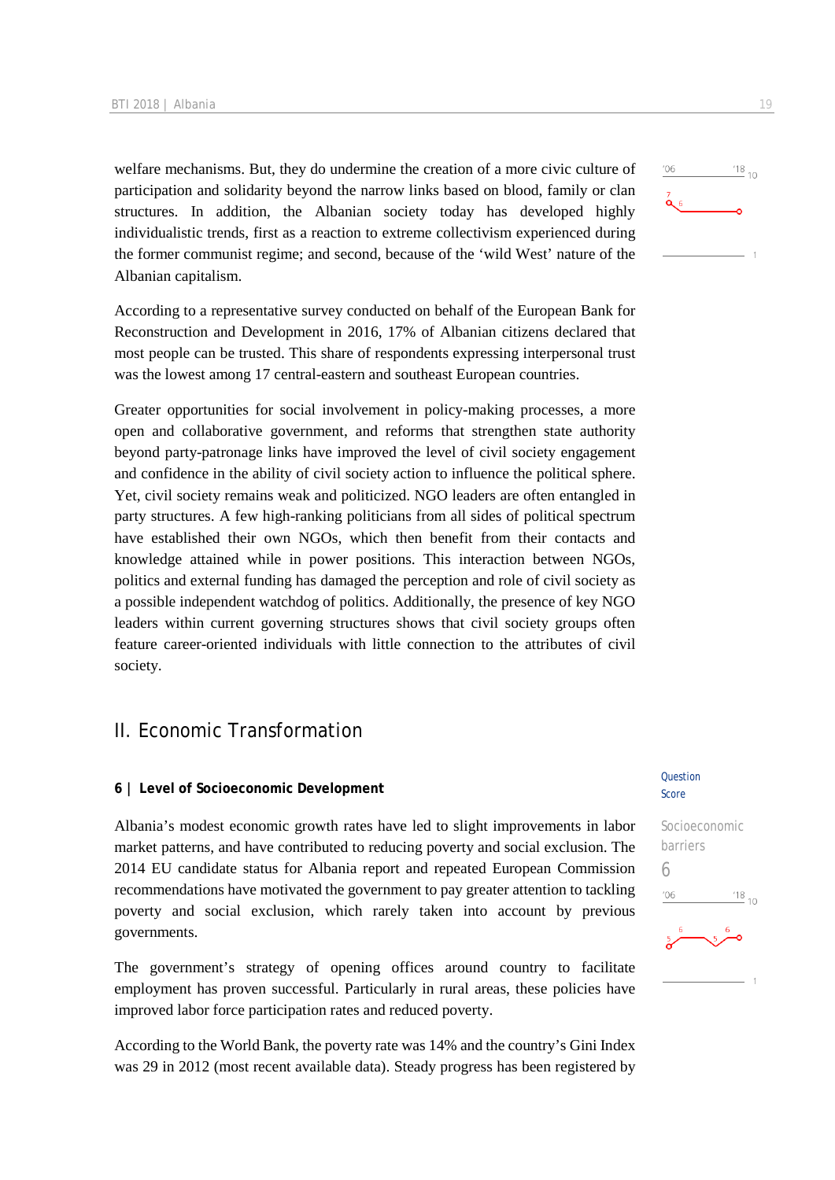welfare mechanisms. But, they do undermine the creation of a more civic culture of participation and solidarity beyond the narrow links based on blood, family or clan structures. In addition, the Albanian society today has developed highly individualistic trends, first as a reaction to extreme collectivism experienced during the former communist regime; and second, because of the 'wild West' nature of the Albanian capitalism.

According to a representative survey conducted on behalf of the European Bank for Reconstruction and Development in 2016, 17% of Albanian citizens declared that most people can be trusted. This share of respondents expressing interpersonal trust was the lowest among 17 central-eastern and southeast European countries.

Greater opportunities for social involvement in policy-making processes, a more open and collaborative government, and reforms that strengthen state authority beyond party-patronage links have improved the level of civil society engagement and confidence in the ability of civil society action to influence the political sphere. Yet, civil society remains weak and politicized. NGO leaders are often entangled in party structures. A few high-ranking politicians from all sides of political spectrum have established their own NGOs, which then benefit from their contacts and knowledge attained while in power positions. This interaction between NGOs, politics and external funding has damaged the perception and role of civil society as a possible independent watchdog of politics. Additionally, the presence of key NGO leaders within current governing structures shows that civil society groups often feature career-oriented individuals with little connection to the attributes of civil society.

# II. Economic Transformation

## 6 | Level of Socioeconomic Development

Question Score

Socioeconomic barriers
6

Albania's modest economic growth rates have led to slight improvements in labor market patterns, and have contributed to reducing poverty and social exclusion. The 2014 EU candidate status for Albania report and repeated European Commission recommendations have motivated the government to pay greater attention to tackling poverty and social exclusion, which rarely taken into account by previous governments.

The government's strategy of opening offices around country to facilitate employment has proven successful. Particularly in rural areas, these policies have improved labor force participation rates and reduced poverty.

According to the World Bank, the poverty rate was 14% and the country's Gini Index was 29 in 2012 (most recent available data). Steady progress has been registered by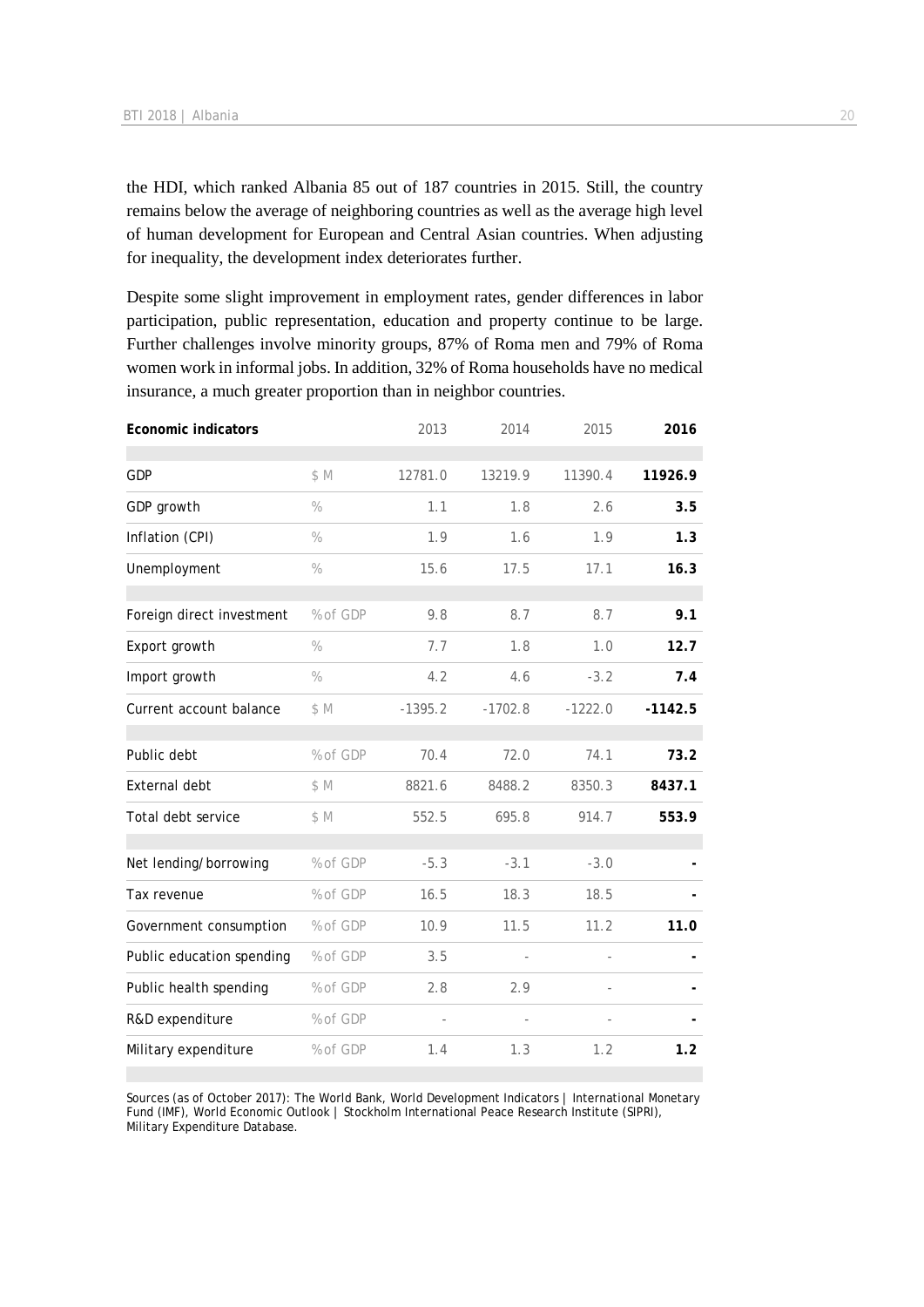the HDI, which ranked Albania 85 out of 187 countries in 2015. Still, the country remains below the average of neighboring countries as well as the average high level of human development for European and Central Asian countries. When adjusting for inequality, the development index deteriorates further.

Despite some slight improvement in employment rates, gender differences in labor participation, public representation, education and property continue to be large. Further challenges involve minority groups, 87% of Roma men and 79% of Roma women work in informal jobs. In addition, 32% of Roma households have no medical insurance, a much greater proportion than in neighbor countries.

| Economic indicators | | 2013 | 2014 | 2015 | 2016 |
|---|---|---|---|---|---|
| GDP | $ M | 12781.0 | 13219.9 | 11390.4 | **11926.9** |
| GDP growth | % | 1.1 | 1.8 | 2.6 | **3.5** |
| Inflation (CPI) | % | 1.9 | 1.6 | 1.9 | **1.3** |
| Unemployment | % | 15.6 | 17.5 | 17.1 | **16.3** |
| Foreign direct investment | % of GDP | 9.8 | 8.7 | 8.7 | **9.1** |
| Export growth | % | 7.7 | 1.8 | 1.0 | **12.7** |
| Import growth | % | 4.2 | 4.6 | -3.2 | **7.4** |
| Current account balance | $ M | -1395.2 | -1702.8 | -1222.0 | **-1142.5** |
| Public debt | % of GDP | 70.4 | 72.0 | 74.1 | **73.2** |
| External debt | $ M | 8821.6 | 8488.2 | 8350.3 | **8437.1** |
| Total debt service | $ M | 552.5 | 695.8 | 914.7 | **553.9** |
| Net lending/borrowing | % of GDP | -5.3 | -3.1 | -3.0 | **-** |
| Tax revenue | % of GDP | 16.5 | 18.3 | 18.5 | **-** |
| Government consumption | % of GDP | 10.9 | 11.5 | 11.2 | **11.0** |
| Public education spending | % of GDP | 3.5 | - | - | **-** |
| Public health spending | % of GDP | 2.8 | 2.9 | - | **-** |
| R&D expenditure | % of GDP | - | - | - | **-** |
| Military expenditure | % of GDP | 1.4 | 1.3 | 1.2 | **1.2** |

Sources (as of October 2017): The World Bank, World Development Indicators | International Monetary Fund (IMF), World Economic Outlook | Stockholm International Peace Research Institute (SIPRI), Military Expenditure Database.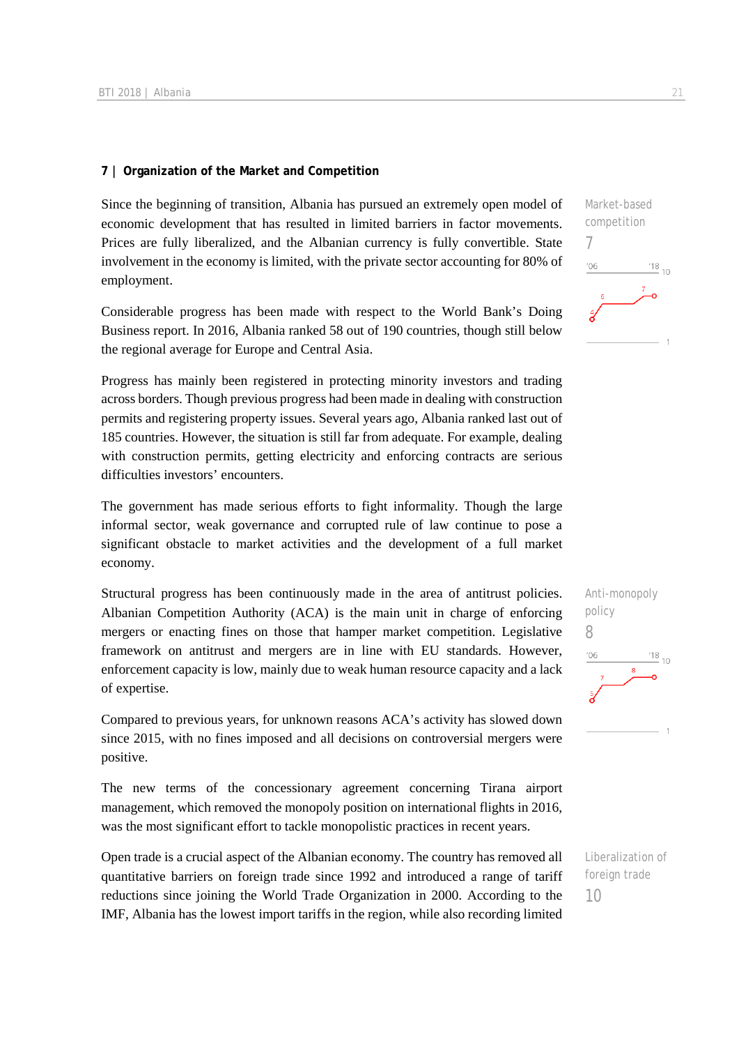## 7 | Organization of the Market and Competition

Since the beginning of transition, Albania has pursued an extremely open model of economic development that has resulted in limited barriers in factor movements. Prices are fully liberalized, and the Albanian currency is fully convertible. State involvement in the economy is limited, with the private sector accounting for 80% of employment.

Market-based competition
7

Considerable progress has been made with respect to the World Bank's Doing Business report. In 2016, Albania ranked 58 out of 190 countries, though still below the regional average for Europe and Central Asia.

Progress has mainly been registered in protecting minority investors and trading across borders. Though previous progress had been made in dealing with construction permits and registering property issues. Several years ago, Albania ranked last out of 185 countries. However, the situation is still far from adequate. For example, dealing with construction permits, getting electricity and enforcing contracts are serious difficulties investors' encounters.

The government has made serious efforts to fight informality. Though the large informal sector, weak governance and corrupted rule of law continue to pose a significant obstacle to market activities and the development of a full market economy.

Structural progress has been continuously made in the area of antitrust policies. Albanian Competition Authority (ACA) is the main unit in charge of enforcing mergers or enacting fines on those that hamper market competition. Legislative framework on antitrust and mergers are in line with EU standards. However, enforcement capacity is low, mainly due to weak human resource capacity and a lack of expertise.

Anti-monopoly policy
8

Compared to previous years, for unknown reasons ACA's activity has slowed down since 2015, with no fines imposed and all decisions on controversial mergers were positive.

The new terms of the concessionary agreement concerning Tirana airport management, which removed the monopoly position on international flights in 2016, was the most significant effort to tackle monopolistic practices in recent years.

Open trade is a crucial aspect of the Albanian economy. The country has removed all quantitative barriers on foreign trade since 1992 and introduced a range of tariff reductions since joining the World Trade Organization in 2000. According to the IMF, Albania has the lowest import tariffs in the region, while also recording limited

Liberalization of foreign trade
10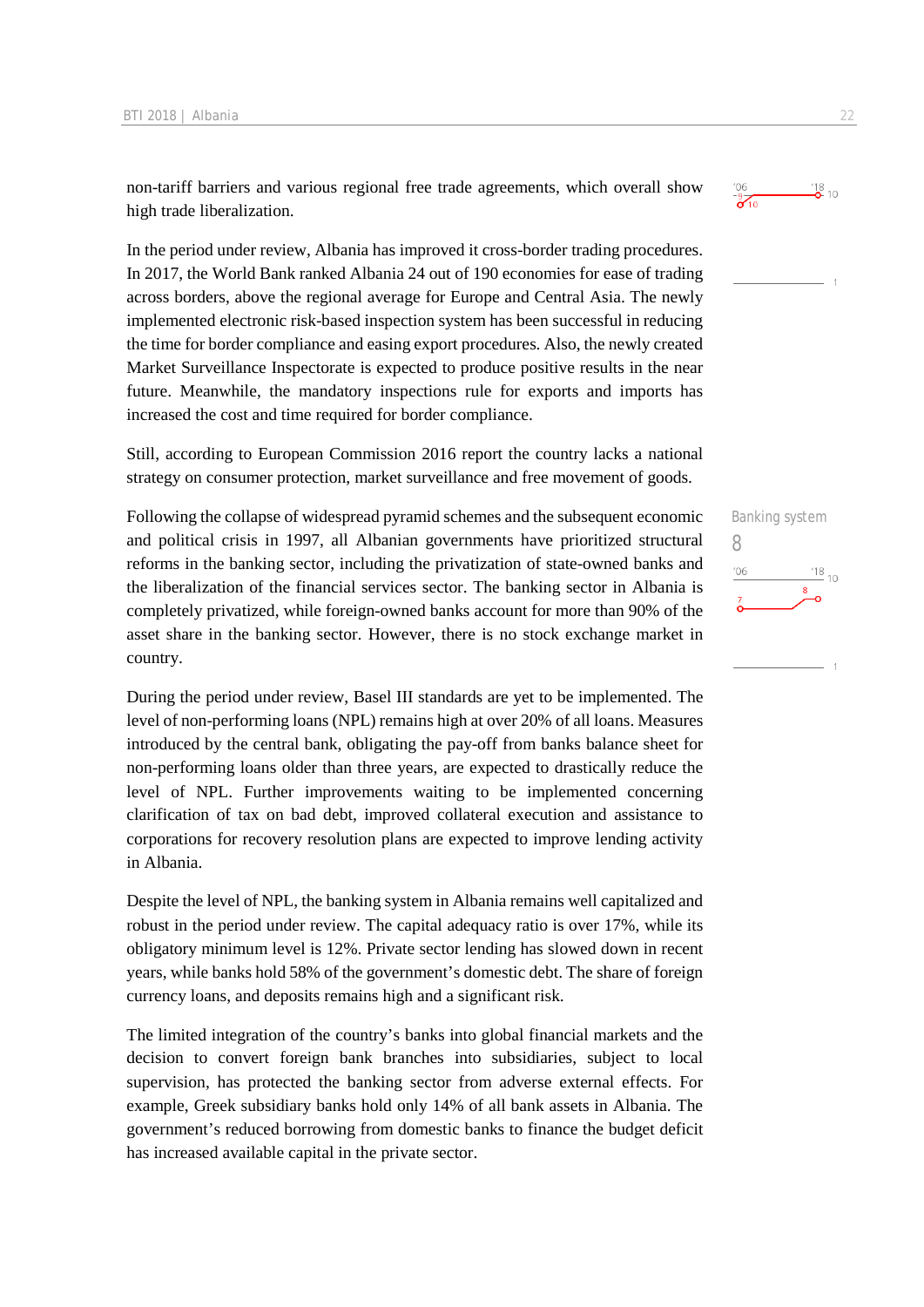non-tariff barriers and various regional free trade agreements, which overall show high trade liberalization.

In the period under review, Albania has improved it cross-border trading procedures. In 2017, the World Bank ranked Albania 24 out of 190 economies for ease of trading across borders, above the regional average for Europe and Central Asia. The newly implemented electronic risk-based inspection system has been successful in reducing the time for border compliance and easing export procedures. Also, the newly created Market Surveillance Inspectorate is expected to produce positive results in the near future. Meanwhile, the mandatory inspections rule for exports and imports has increased the cost and time required for border compliance.

Still, according to European Commission 2016 report the country lacks a national strategy on consumer protection, market surveillance and free movement of goods.

Banking system

8

Following the collapse of widespread pyramid schemes and the subsequent economic and political crisis in 1997, all Albanian governments have prioritized structural reforms in the banking sector, including the privatization of state-owned banks and the liberalization of the financial services sector. The banking sector in Albania is completely privatized, while foreign-owned banks account for more than 90% of the asset share in the banking sector. However, there is no stock exchange market in country.

During the period under review, Basel III standards are yet to be implemented. The level of non-performing loans (NPL) remains high at over 20% of all loans. Measures introduced by the central bank, obligating the pay-off from banks balance sheet for non-performing loans older than three years, are expected to drastically reduce the level of NPL. Further improvements waiting to be implemented concerning clarification of tax on bad debt, improved collateral execution and assistance to corporations for recovery resolution plans are expected to improve lending activity in Albania.

Despite the level of NPL, the banking system in Albania remains well capitalized and robust in the period under review. The capital adequacy ratio is over 17%, while its obligatory minimum level is 12%. Private sector lending has slowed down in recent years, while banks hold 58% of the government's domestic debt. The share of foreign currency loans, and deposits remains high and a significant risk.

The limited integration of the country's banks into global financial markets and the decision to convert foreign bank branches into subsidiaries, subject to local supervision, has protected the banking sector from adverse external effects. For example, Greek subsidiary banks hold only 14% of all bank assets in Albania. The government's reduced borrowing from domestic banks to finance the budget deficit has increased available capital in the private sector.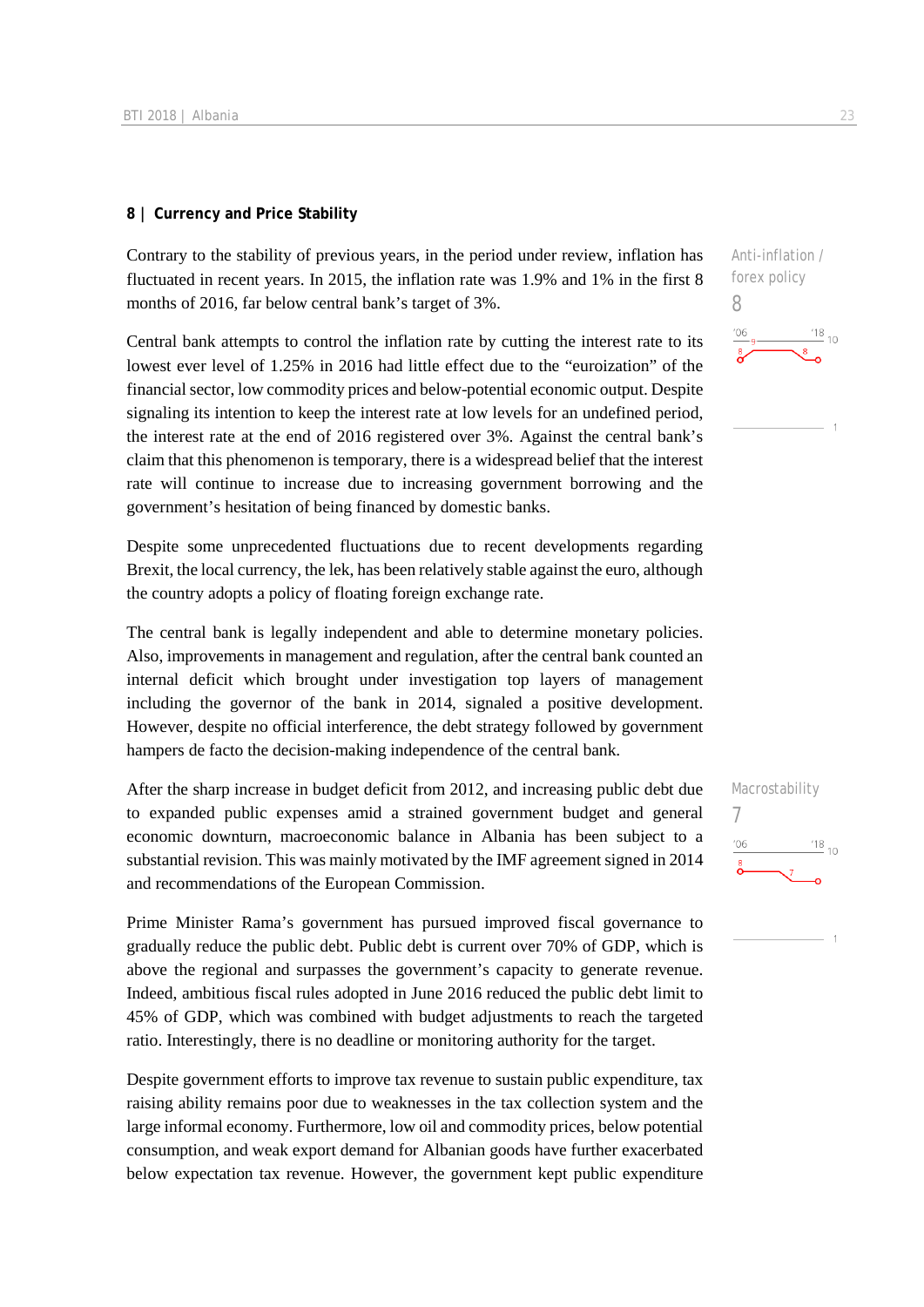## 8 | Currency and Price Stability

Anti-inflation / forex policy
8

Contrary to the stability of previous years, in the period under review, inflation has fluctuated in recent years. In 2015, the inflation rate was 1.9% and 1% in the first 8 months of 2016, far below central bank's target of 3%.

Central bank attempts to control the inflation rate by cutting the interest rate to its lowest ever level of 1.25% in 2016 had little effect due to the "euroization" of the financial sector, low commodity prices and below-potential economic output. Despite signaling its intention to keep the interest rate at low levels for an undefined period, the interest rate at the end of 2016 registered over 3%. Against the central bank's claim that this phenomenon is temporary, there is a widespread belief that the interest rate will continue to increase due to increasing government borrowing and the government's hesitation of being financed by domestic banks.

Despite some unprecedented fluctuations due to recent developments regarding Brexit, the local currency, the lek, has been relatively stable against the euro, although the country adopts a policy of floating foreign exchange rate.

The central bank is legally independent and able to determine monetary policies. Also, improvements in management and regulation, after the central bank counted an internal deficit which brought under investigation top layers of management including the governor of the bank in 2014, signaled a positive development. However, despite no official interference, the debt strategy followed by government hampers de facto the decision-making independence of the central bank.

Macrostability
7

After the sharp increase in budget deficit from 2012, and increasing public debt due to expanded public expenses amid a strained government budget and general economic downturn, macroeconomic balance in Albania has been subject to a substantial revision. This was mainly motivated by the IMF agreement signed in 2014 and recommendations of the European Commission.

Prime Minister Rama's government has pursued improved fiscal governance to gradually reduce the public debt. Public debt is current over 70% of GDP, which is above the regional and surpasses the government's capacity to generate revenue. Indeed, ambitious fiscal rules adopted in June 2016 reduced the public debt limit to 45% of GDP, which was combined with budget adjustments to reach the targeted ratio. Interestingly, there is no deadline or monitoring authority for the target.

Despite government efforts to improve tax revenue to sustain public expenditure, tax raising ability remains poor due to weaknesses in the tax collection system and the large informal economy. Furthermore, low oil and commodity prices, below potential consumption, and weak export demand for Albanian goods have further exacerbated below expectation tax revenue. However, the government kept public expenditure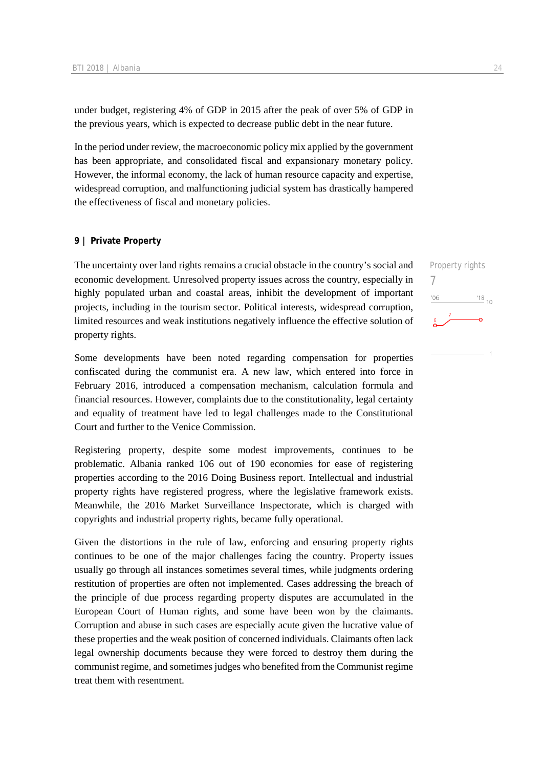under budget, registering 4% of GDP in 2015 after the peak of over 5% of GDP in the previous years, which is expected to decrease public debt in the near future.

In the period under review, the macroeconomic policy mix applied by the government has been appropriate, and consolidated fiscal and expansionary monetary policy. However, the informal economy, the lack of human resource capacity and expertise, widespread corruption, and malfunctioning judicial system has drastically hampered the effectiveness of fiscal and monetary policies.

### 9 | Private Property

Property rights
7

The uncertainty over land rights remains a crucial obstacle in the country's social and economic development. Unresolved property issues across the country, especially in highly populated urban and coastal areas, inhibit the development of important projects, including in the tourism sector. Political interests, widespread corruption, limited resources and weak institutions negatively influence the effective solution of property rights.

Some developments have been noted regarding compensation for properties confiscated during the communist era. A new law, which entered into force in February 2016, introduced a compensation mechanism, calculation formula and financial resources. However, complaints due to the constitutionality, legal certainty and equality of treatment have led to legal challenges made to the Constitutional Court and further to the Venice Commission.

Registering property, despite some modest improvements, continues to be problematic. Albania ranked 106 out of 190 economies for ease of registering properties according to the 2016 Doing Business report. Intellectual and industrial property rights have registered progress, where the legislative framework exists. Meanwhile, the 2016 Market Surveillance Inspectorate, which is charged with copyrights and industrial property rights, became fully operational.

Given the distortions in the rule of law, enforcing and ensuring property rights continues to be one of the major challenges facing the country. Property issues usually go through all instances sometimes several times, while judgments ordering restitution of properties are often not implemented. Cases addressing the breach of the principle of due process regarding property disputes are accumulated in the European Court of Human rights, and some have been won by the claimants. Corruption and abuse in such cases are especially acute given the lucrative value of these properties and the weak position of concerned individuals. Claimants often lack legal ownership documents because they were forced to destroy them during the communist regime, and sometimes judges who benefited from the Communist regime treat them with resentment.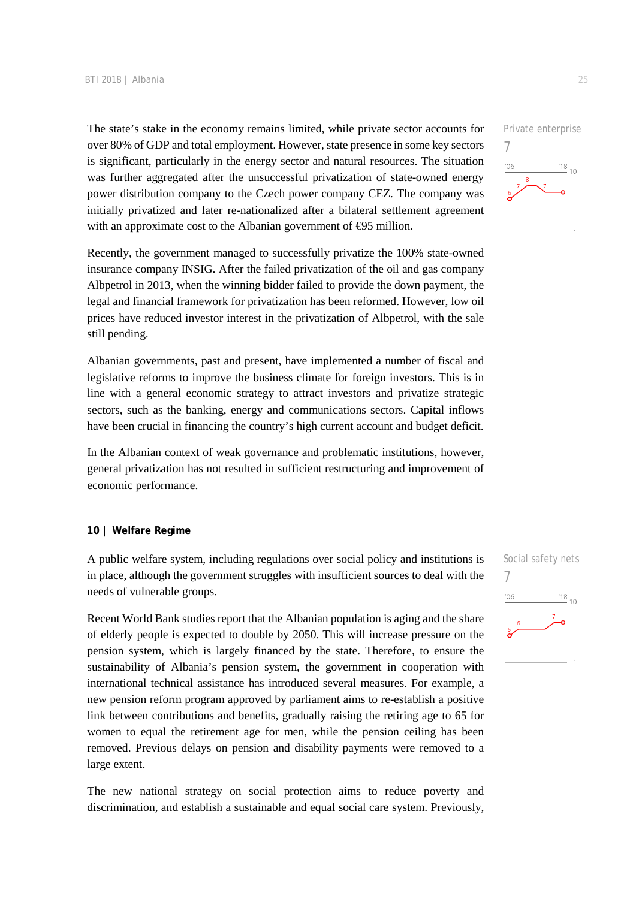Private enterprise

7

The state's stake in the economy remains limited, while private sector accounts for over 80% of GDP and total employment. However, state presence in some key sectors is significant, particularly in the energy sector and natural resources. The situation was further aggregated after the unsuccessful privatization of state-owned energy power distribution company to the Czech power company CEZ. The company was initially privatized and later re-nationalized after a bilateral settlement agreement with an approximate cost to the Albanian government of €95 million.

Recently, the government managed to successfully privatize the 100% state-owned insurance company INSIG. After the failed privatization of the oil and gas company Albpetrol in 2013, when the winning bidder failed to provide the down payment, the legal and financial framework for privatization has been reformed. However, low oil prices have reduced investor interest in the privatization of Albpetrol, with the sale still pending.

Albanian governments, past and present, have implemented a number of fiscal and legislative reforms to improve the business climate for foreign investors. This is in line with a general economic strategy to attract investors and privatize strategic sectors, such as the banking, energy and communications sectors. Capital inflows have been crucial in financing the country's high current account and budget deficit.

In the Albanian context of weak governance and problematic institutions, however, general privatization has not resulted in sufficient restructuring and improvement of economic performance.

## 10 | Welfare Regime

Social safety nets

7

A public welfare system, including regulations over social policy and institutions is in place, although the government struggles with insufficient sources to deal with the needs of vulnerable groups.

Recent World Bank studies report that the Albanian population is aging and the share of elderly people is expected to double by 2050. This will increase pressure on the pension system, which is largely financed by the state. Therefore, to ensure the sustainability of Albania's pension system, the government in cooperation with international technical assistance has introduced several measures. For example, a new pension reform program approved by parliament aims to re-establish a positive link between contributions and benefits, gradually raising the retiring age to 65 for women to equal the retirement age for men, while the pension ceiling has been removed. Previous delays on pension and disability payments were removed to a large extent.

The new national strategy on social protection aims to reduce poverty and discrimination, and establish a sustainable and equal social care system. Previously,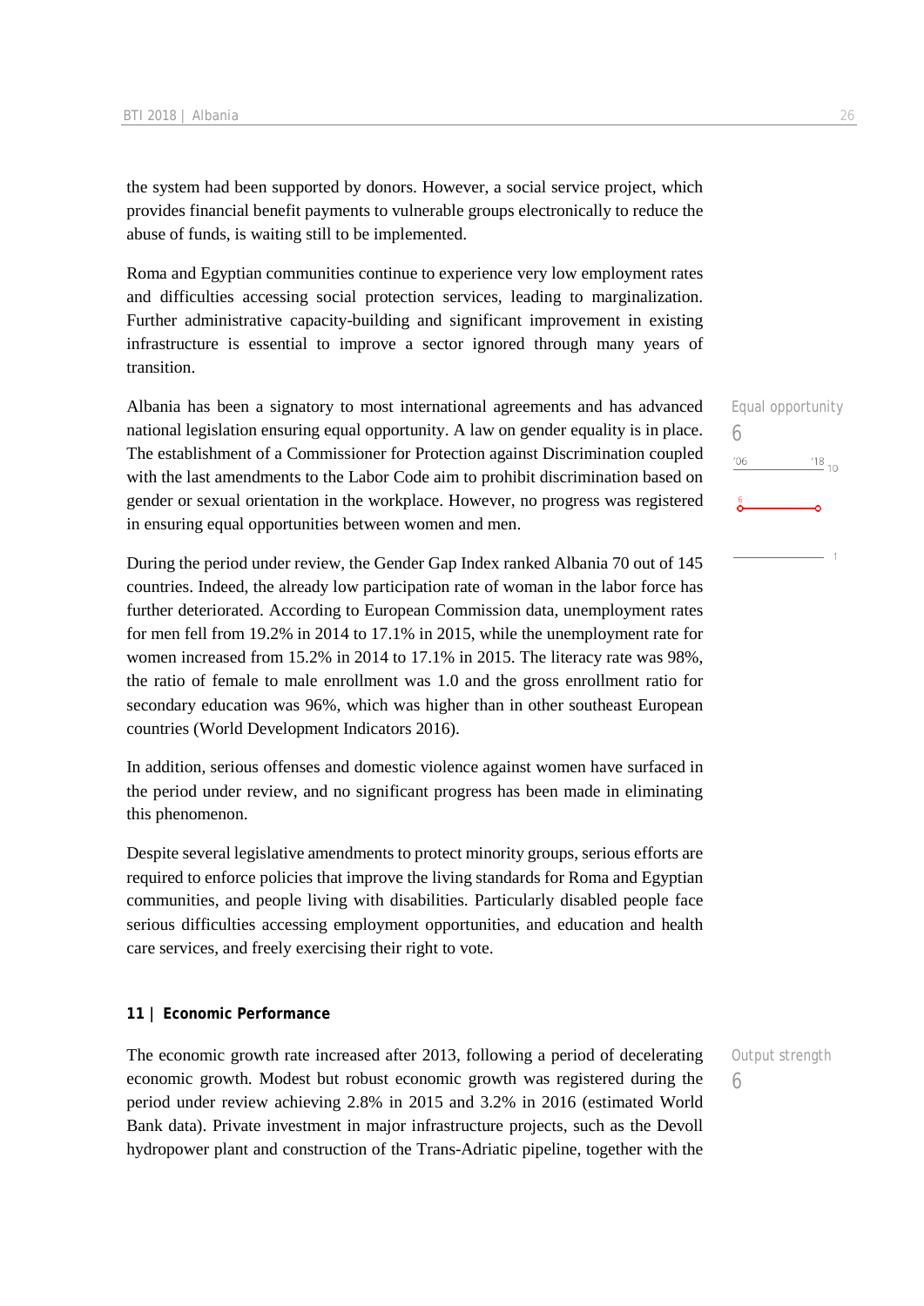the system had been supported by donors. However, a social service project, which provides financial benefit payments to vulnerable groups electronically to reduce the abuse of funds, is waiting still to be implemented.

Roma and Egyptian communities continue to experience very low employment rates and difficulties accessing social protection services, leading to marginalization. Further administrative capacity-building and significant improvement in existing infrastructure is essential to improve a sector ignored through many years of transition.

Equal opportunity
6

Albania has been a signatory to most international agreements and has advanced national legislation ensuring equal opportunity. A law on gender equality is in place. The establishment of a Commissioner for Protection against Discrimination coupled with the last amendments to the Labor Code aim to prohibit discrimination based on gender or sexual orientation in the workplace. However, no progress was registered in ensuring equal opportunities between women and men.

During the period under review, the Gender Gap Index ranked Albania 70 out of 145 countries. Indeed, the already low participation rate of woman in the labor force has further deteriorated. According to European Commission data, unemployment rates for men fell from 19.2% in 2014 to 17.1% in 2015, while the unemployment rate for women increased from 15.2% in 2014 to 17.1% in 2015. The literacy rate was 98%, the ratio of female to male enrollment was 1.0 and the gross enrollment ratio for secondary education was 96%, which was higher than in other southeast European countries (World Development Indicators 2016).

In addition, serious offenses and domestic violence against women have surfaced in the period under review, and no significant progress has been made in eliminating this phenomenon.

Despite several legislative amendments to protect minority groups, serious efforts are required to enforce policies that improve the living standards for Roma and Egyptian communities, and people living with disabilities. Particularly disabled people face serious difficulties accessing employment opportunities, and education and health care services, and freely exercising their right to vote.

## 11 | Economic Performance

Output strength
6

The economic growth rate increased after 2013, following a period of decelerating economic growth. Modest but robust economic growth was registered during the period under review achieving 2.8% in 2015 and 3.2% in 2016 (estimated World Bank data). Private investment in major infrastructure projects, such as the Devoll hydropower plant and construction of the Trans-Adriatic pipeline, together with the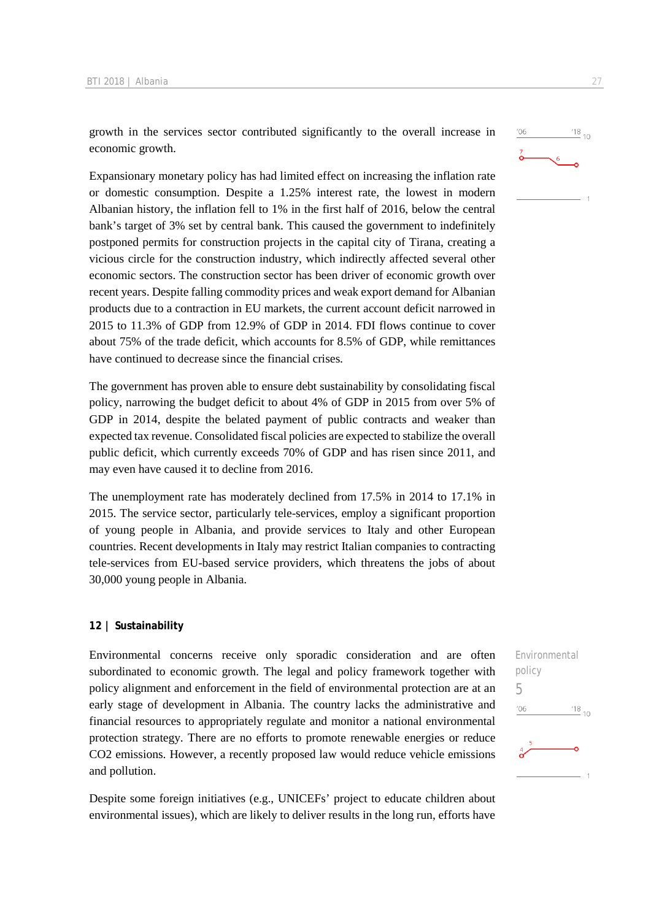growth in the services sector contributed significantly to the overall increase in economic growth.

Expansionary monetary policy has had limited effect on increasing the inflation rate or domestic consumption. Despite a 1.25% interest rate, the lowest in modern Albanian history, the inflation fell to 1% in the first half of 2016, below the central bank's target of 3% set by central bank. This caused the government to indefinitely postponed permits for construction projects in the capital city of Tirana, creating a vicious circle for the construction industry, which indirectly affected several other economic sectors. The construction sector has been driver of economic growth over recent years. Despite falling commodity prices and weak export demand for Albanian products due to a contraction in EU markets, the current account deficit narrowed in 2015 to 11.3% of GDP from 12.9% of GDP in 2014. FDI flows continue to cover about 75% of the trade deficit, which accounts for 8.5% of GDP, while remittances have continued to decrease since the financial crises.

The government has proven able to ensure debt sustainability by consolidating fiscal policy, narrowing the budget deficit to about 4% of GDP in 2015 from over 5% of GDP in 2014, despite the belated payment of public contracts and weaker than expected tax revenue. Consolidated fiscal policies are expected to stabilize the overall public deficit, which currently exceeds 70% of GDP and has risen since 2011, and may even have caused it to decline from 2016.

The unemployment rate has moderately declined from 17.5% in 2014 to 17.1% in 2015. The service sector, particularly tele-services, employ a significant proportion of young people in Albania, and provide services to Italy and other European countries. Recent developments in Italy may restrict Italian companies to contracting tele-services from EU-based service providers, which threatens the jobs of about 30,000 young people in Albania.

## 12 | Sustainability

Environmental policy
5

Environmental concerns receive only sporadic consideration and are often subordinated to economic growth. The legal and policy framework together with policy alignment and enforcement in the field of environmental protection are at an early stage of development in Albania. The country lacks the administrative and financial resources to appropriately regulate and monitor a national environmental protection strategy. There are no efforts to promote renewable energies or reduce CO2 emissions. However, a recently proposed law would reduce vehicle emissions and pollution.

Despite some foreign initiatives (e.g., UNICEFs' project to educate children about environmental issues), which are likely to deliver results in the long run, efforts have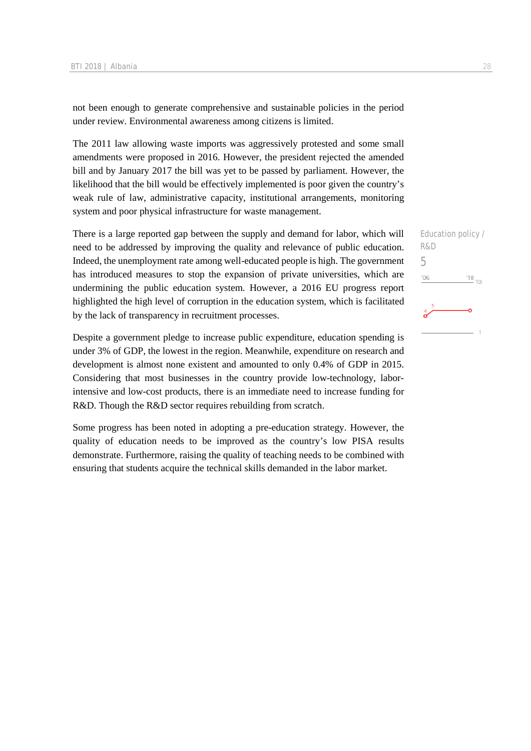not been enough to generate comprehensive and sustainable policies in the period under review. Environmental awareness among citizens is limited.

The 2011 law allowing waste imports was aggressively protested and some small amendments were proposed in 2016. However, the president rejected the amended bill and by January 2017 the bill was yet to be passed by parliament. However, the likelihood that the bill would be effectively implemented is poor given the country's weak rule of law, administrative capacity, institutional arrangements, monitoring system and poor physical infrastructure for waste management.

Education policy / R&D

5

There is a large reported gap between the supply and demand for labor, which will need to be addressed by improving the quality and relevance of public education. Indeed, the unemployment rate among well-educated people is high. The government has introduced measures to stop the expansion of private universities, which are undermining the public education system. However, a 2016 EU progress report highlighted the high level of corruption in the education system, which is facilitated by the lack of transparency in recruitment processes.

Despite a government pledge to increase public expenditure, education spending is under 3% of GDP, the lowest in the region. Meanwhile, expenditure on research and development is almost none existent and amounted to only 0.4% of GDP in 2015. Considering that most businesses in the country provide low-technology, labor-intensive and low-cost products, there is an immediate need to increase funding for R&D. Though the R&D sector requires rebuilding from scratch.

Some progress has been noted in adopting a pre-education strategy. However, the quality of education needs to be improved as the country's low PISA results demonstrate. Furthermore, raising the quality of teaching needs to be combined with ensuring that students acquire the technical skills demanded in the labor market.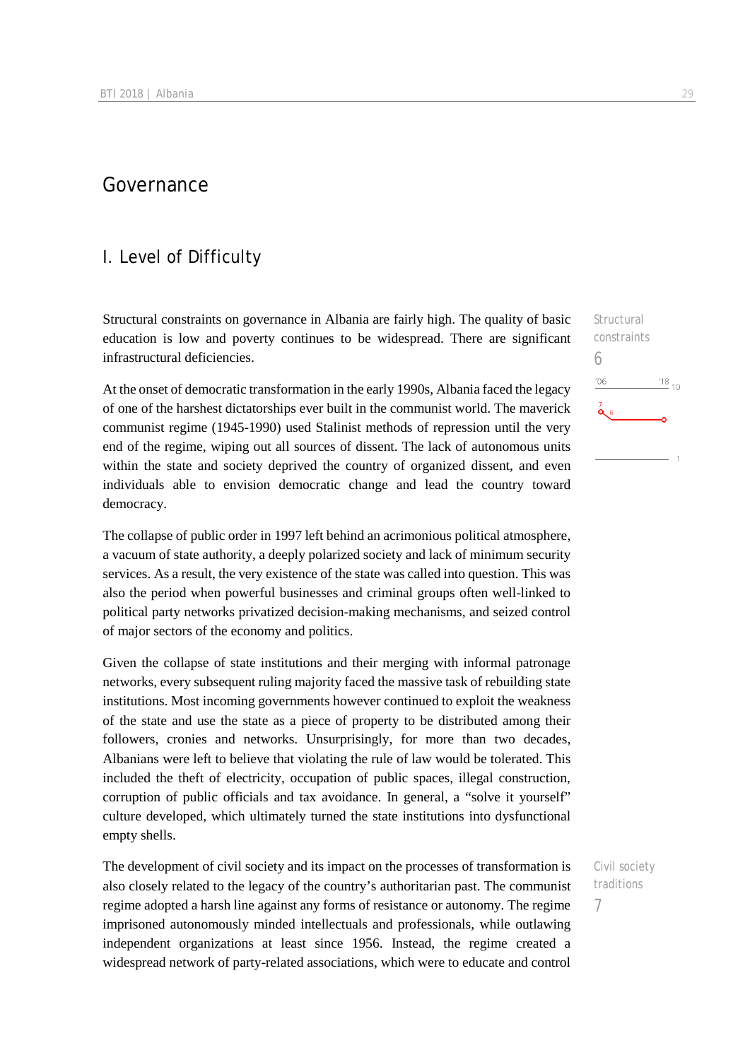# Governance

## I. Level of Difficulty

Structural constraints on governance in Albania are fairly high. The quality of basic education is low and poverty continues to be widespread. There are significant infrastructural deficiencies.

Structural constraints
6

At the onset of democratic transformation in the early 1990s, Albania faced the legacy of one of the harshest dictatorships ever built in the communist world. The maverick communist regime (1945-1990) used Stalinist methods of repression until the very end of the regime, wiping out all sources of dissent. The lack of autonomous units within the state and society deprived the country of organized dissent, and even individuals able to envision democratic change and lead the country toward democracy.

The collapse of public order in 1997 left behind an acrimonious political atmosphere, a vacuum of state authority, a deeply polarized society and lack of minimum security services. As a result, the very existence of the state was called into question. This was also the period when powerful businesses and criminal groups often well-linked to political party networks privatized decision-making mechanisms, and seized control of major sectors of the economy and politics.

Given the collapse of state institutions and their merging with informal patronage networks, every subsequent ruling majority faced the massive task of rebuilding state institutions. Most incoming governments however continued to exploit the weakness of the state and use the state as a piece of property to be distributed among their followers, cronies and networks. Unsurprisingly, for more than two decades, Albanians were left to believe that violating the rule of law would be tolerated. This included the theft of electricity, occupation of public spaces, illegal construction, corruption of public officials and tax avoidance. In general, a "solve it yourself" culture developed, which ultimately turned the state institutions into dysfunctional empty shells.

Civil society traditions
7

The development of civil society and its impact on the processes of transformation is also closely related to the legacy of the country's authoritarian past. The communist regime adopted a harsh line against any forms of resistance or autonomy. The regime imprisoned autonomously minded intellectuals and professionals, while outlawing independent organizations at least since 1956. Instead, the regime created a widespread network of party-related associations, which were to educate and control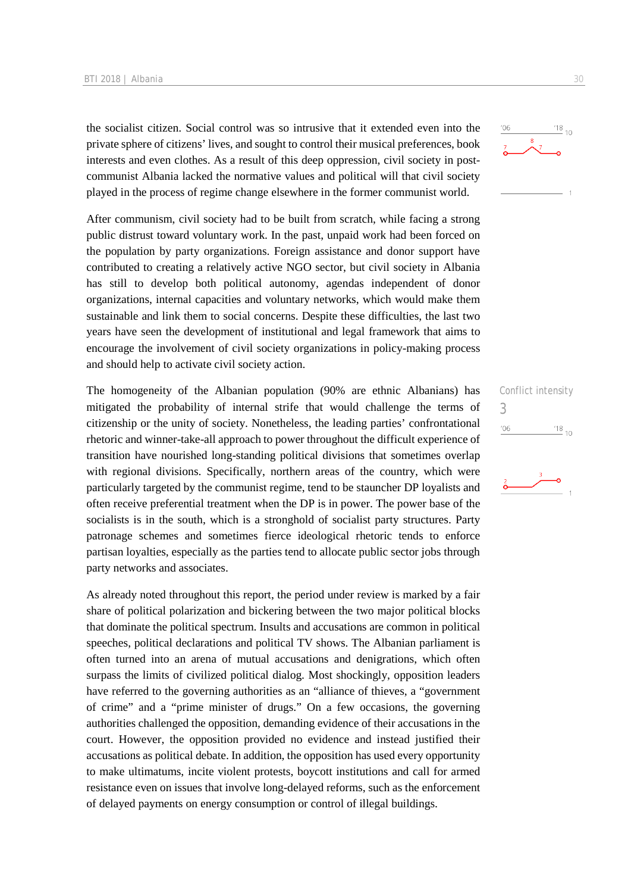the socialist citizen. Social control was so intrusive that it extended even into the private sphere of citizens' lives, and sought to control their musical preferences, book interests and even clothes. As a result of this deep oppression, civil society in post-communist Albania lacked the normative values and political will that civil society played in the process of regime change elsewhere in the former communist world.

After communism, civil society had to be built from scratch, while facing a strong public distrust toward voluntary work. In the past, unpaid work had been forced on the population by party organizations. Foreign assistance and donor support have contributed to creating a relatively active NGO sector, but civil society in Albania has still to develop both political autonomy, agendas independent of donor organizations, internal capacities and voluntary networks, which would make them sustainable and link them to social concerns. Despite these difficulties, the last two years have seen the development of institutional and legal framework that aims to encourage the involvement of civil society organizations in policy-making process and should help to activate civil society action.

Conflict intensity
3

The homogeneity of the Albanian population (90% are ethnic Albanians) has mitigated the probability of internal strife that would challenge the terms of citizenship or the unity of society. Nonetheless, the leading parties' confrontational rhetoric and winner-take-all approach to power throughout the difficult experience of transition have nourished long-standing political divisions that sometimes overlap with regional divisions. Specifically, northern areas of the country, which were particularly targeted by the communist regime, tend to be stauncher DP loyalists and often receive preferential treatment when the DP is in power. The power base of the socialists is in the south, which is a stronghold of socialist party structures. Party patronage schemes and sometimes fierce ideological rhetoric tends to enforce partisan loyalties, especially as the parties tend to allocate public sector jobs through party networks and associates.

As already noted throughout this report, the period under review is marked by a fair share of political polarization and bickering between the two major political blocks that dominate the political spectrum. Insults and accusations are common in political speeches, political declarations and political TV shows. The Albanian parliament is often turned into an arena of mutual accusations and denigrations, which often surpass the limits of civilized political dialog. Most shockingly, opposition leaders have referred to the governing authorities as an "alliance of thieves, a "government of crime" and a "prime minister of drugs." On a few occasions, the governing authorities challenged the opposition, demanding evidence of their accusations in the court. However, the opposition provided no evidence and instead justified their accusations as political debate. In addition, the opposition has used every opportunity to make ultimatums, incite violent protests, boycott institutions and call for armed resistance even on issues that involve long-delayed reforms, such as the enforcement of delayed payments on energy consumption or control of illegal buildings.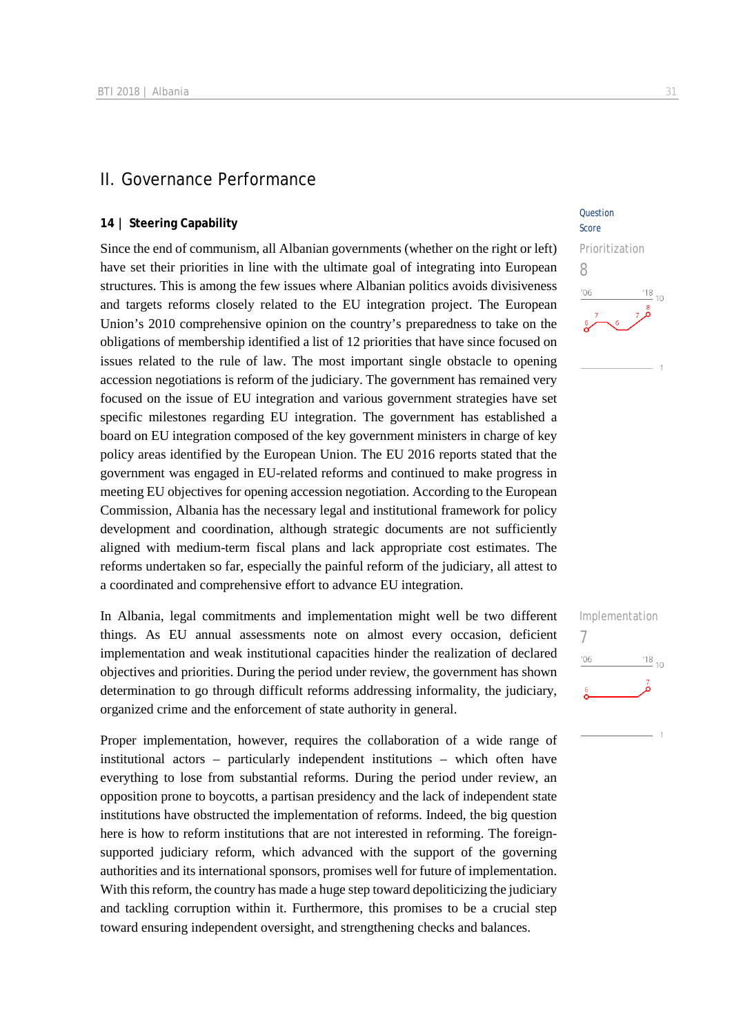## II. Governance Performance

### 14 | Steering Capability

Question Score

Prioritization 8

Since the end of communism, all Albanian governments (whether on the right or left) have set their priorities in line with the ultimate goal of integrating into European structures. This is among the few issues where Albanian politics avoids divisiveness and targets reforms closely related to the EU integration project. The European Union's 2010 comprehensive opinion on the country's preparedness to take on the obligations of membership identified a list of 12 priorities that have since focused on issues related to the rule of law. The most important single obstacle to opening accession negotiations is reform of the judiciary. The government has remained very focused on the issue of EU integration and various government strategies have set specific milestones regarding EU integration. The government has established a board on EU integration composed of the key government ministers in charge of key policy areas identified by the European Union. The EU 2016 reports stated that the government was engaged in EU-related reforms and continued to make progress in meeting EU objectives for opening accession negotiation. According to the European Commission, Albania has the necessary legal and institutional framework for policy development and coordination, although strategic documents are not sufficiently aligned with medium-term fiscal plans and lack appropriate cost estimates. The reforms undertaken so far, especially the painful reform of the judiciary, all attest to a coordinated and comprehensive effort to advance EU integration.

Implementation 7

In Albania, legal commitments and implementation might well be two different things. As EU annual assessments note on almost every occasion, deficient implementation and weak institutional capacities hinder the realization of declared objectives and priorities. During the period under review, the government has shown determination to go through difficult reforms addressing informality, the judiciary, organized crime and the enforcement of state authority in general.

Proper implementation, however, requires the collaboration of a wide range of institutional actors – particularly independent institutions – which often have everything to lose from substantial reforms. During the period under review, an opposition prone to boycotts, a partisan presidency and the lack of independent state institutions have obstructed the implementation of reforms. Indeed, the big question here is how to reform institutions that are not interested in reforming. The foreign-supported judiciary reform, which advanced with the support of the governing authorities and its international sponsors, promises well for future of implementation. With this reform, the country has made a huge step toward depoliticizing the judiciary and tackling corruption within it. Furthermore, this promises to be a crucial step toward ensuring independent oversight, and strengthening checks and balances.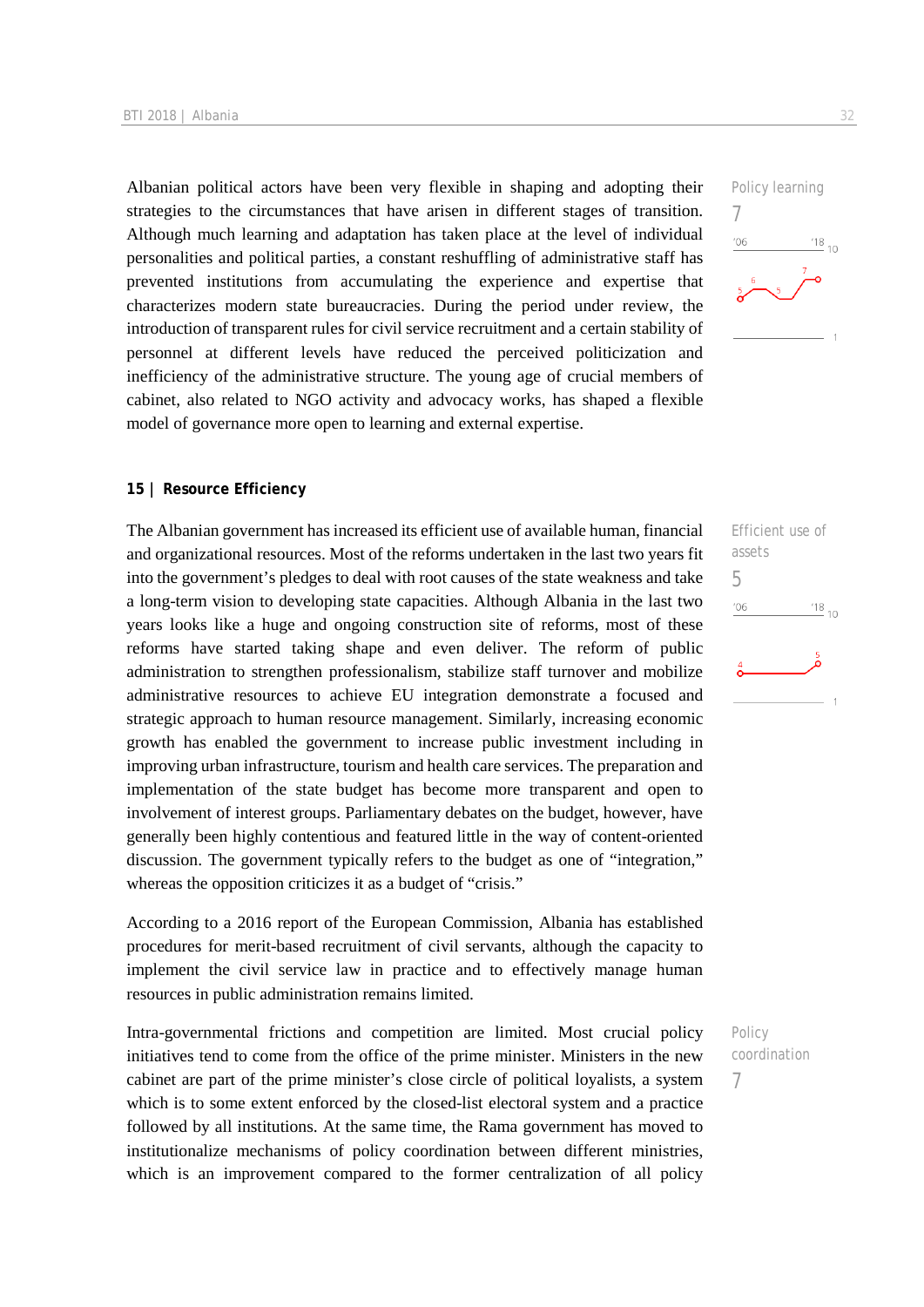Albanian political actors have been very flexible in shaping and adopting their strategies to the circumstances that have arisen in different stages of transition. Although much learning and adaptation has taken place at the level of individual personalities and political parties, a constant reshuffling of administrative staff has prevented institutions from accumulating the experience and expertise that characterizes modern state bureaucracies. During the period under review, the introduction of transparent rules for civil service recruitment and a certain stability of personnel at different levels have reduced the perceived politicization and inefficiency of the administrative structure. The young age of crucial members of cabinet, also related to NGO activity and advocacy works, has shaped a flexible model of governance more open to learning and external expertise.

Policy learning
7

## 15 | Resource Efficiency

The Albanian government has increased its efficient use of available human, financial and organizational resources. Most of the reforms undertaken in the last two years fit into the government's pledges to deal with root causes of the state weakness and take a long-term vision to developing state capacities. Although Albania in the last two years looks like a huge and ongoing construction site of reforms, most of these reforms have started taking shape and even deliver. The reform of public administration to strengthen professionalism, stabilize staff turnover and mobilize administrative resources to achieve EU integration demonstrate a focused and strategic approach to human resource management. Similarly, increasing economic growth has enabled the government to increase public investment including in improving urban infrastructure, tourism and health care services. The preparation and implementation of the state budget has become more transparent and open to involvement of interest groups. Parliamentary debates on the budget, however, have generally been highly contentious and featured little in the way of content-oriented discussion. The government typically refers to the budget as one of "integration," whereas the opposition criticizes it as a budget of "crisis."

Efficient use of assets
5

According to a 2016 report of the European Commission, Albania has established procedures for merit-based recruitment of civil servants, although the capacity to implement the civil service law in practice and to effectively manage human resources in public administration remains limited.

Intra-governmental frictions and competition are limited. Most crucial policy initiatives tend to come from the office of the prime minister. Ministers in the new cabinet are part of the prime minister's close circle of political loyalists, a system which is to some extent enforced by the closed-list electoral system and a practice followed by all institutions. At the same time, the Rama government has moved to institutionalize mechanisms of policy coordination between different ministries, which is an improvement compared to the former centralization of all policy

Policy coordination
7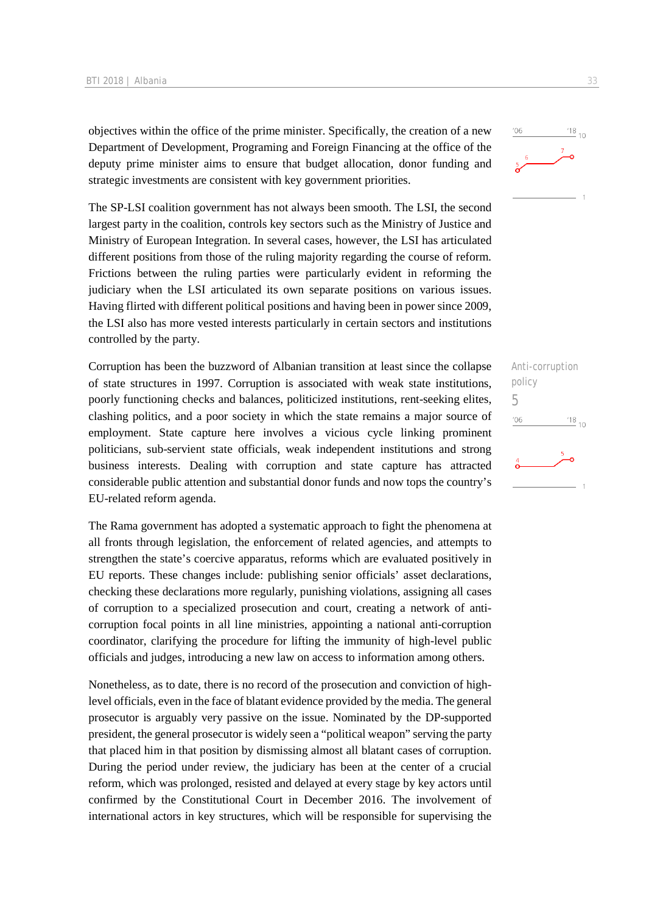objectives within the office of the prime minister. Specifically, the creation of a new Department of Development, Programing and Foreign Financing at the office of the deputy prime minister aims to ensure that budget allocation, donor funding and strategic investments are consistent with key government priorities.

The SP-LSI coalition government has not always been smooth. The LSI, the second largest party in the coalition, controls key sectors such as the Ministry of Justice and Ministry of European Integration. In several cases, however, the LSI has articulated different positions from those of the ruling majority regarding the course of reform. Frictions between the ruling parties were particularly evident in reforming the judiciary when the LSI articulated its own separate positions on various issues. Having flirted with different political positions and having been in power since 2009, the LSI also has more vested interests particularly in certain sectors and institutions controlled by the party.

Anti-corruption policy
5

Corruption has been the buzzword of Albanian transition at least since the collapse of state structures in 1997. Corruption is associated with weak state institutions, poorly functioning checks and balances, politicized institutions, rent-seeking elites, clashing politics, and a poor society in which the state remains a major source of employment. State capture here involves a vicious cycle linking prominent politicians, sub-servient state officials, weak independent institutions and strong business interests. Dealing with corruption and state capture has attracted considerable public attention and substantial donor funds and now tops the country's EU-related reform agenda.

The Rama government has adopted a systematic approach to fight the phenomena at all fronts through legislation, the enforcement of related agencies, and attempts to strengthen the state's coercive apparatus, reforms which are evaluated positively in EU reports. These changes include: publishing senior officials' asset declarations, checking these declarations more regularly, punishing violations, assigning all cases of corruption to a specialized prosecution and court, creating a network of anti-corruption focal points in all line ministries, appointing a national anti-corruption coordinator, clarifying the procedure for lifting the immunity of high-level public officials and judges, introducing a new law on access to information among others.

Nonetheless, as to date, there is no record of the prosecution and conviction of high-level officials, even in the face of blatant evidence provided by the media. The general prosecutor is arguably very passive on the issue. Nominated by the DP-supported president, the general prosecutor is widely seen a "political weapon" serving the party that placed him in that position by dismissing almost all blatant cases of corruption. During the period under review, the judiciary has been at the center of a crucial reform, which was prolonged, resisted and delayed at every stage by key actors until confirmed by the Constitutional Court in December 2016. The involvement of international actors in key structures, which will be responsible for supervising the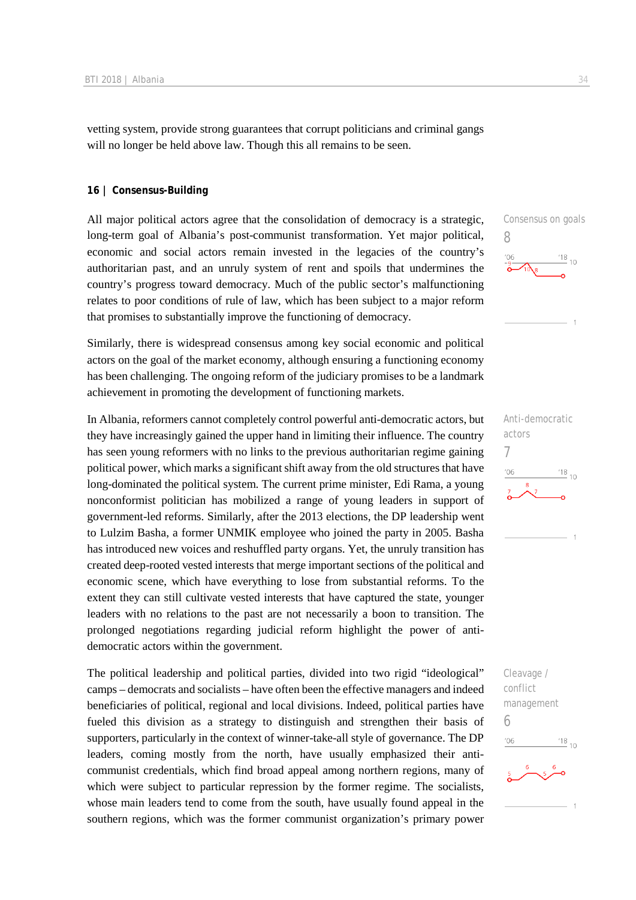vetting system, provide strong guarantees that corrupt politicians and criminal gangs will no longer be held above law. Though this all remains to be seen.

## 16 | Consensus-Building

Consensus on goals
8

All major political actors agree that the consolidation of democracy is a strategic, long-term goal of Albania's post-communist transformation. Yet major political, economic and social actors remain invested in the legacies of the country's authoritarian past, and an unruly system of rent and spoils that undermines the country's progress toward democracy. Much of the public sector's malfunctioning relates to poor conditions of rule of law, which has been subject to a major reform that promises to substantially improve the functioning of democracy.

Similarly, there is widespread consensus among key social economic and political actors on the goal of the market economy, although ensuring a functioning economy has been challenging. The ongoing reform of the judiciary promises to be a landmark achievement in promoting the development of functioning markets.

Anti-democratic actors
7

In Albania, reformers cannot completely control powerful anti-democratic actors, but they have increasingly gained the upper hand in limiting their influence. The country has seen young reformers with no links to the previous authoritarian regime gaining political power, which marks a significant shift away from the old structures that have long-dominated the political system. The current prime minister, Edi Rama, a young nonconformist politician has mobilized a range of young leaders in support of government-led reforms. Similarly, after the 2013 elections, the DP leadership went to Lulzim Basha, a former UNMIK employee who joined the party in 2005. Basha has introduced new voices and reshuffled party organs. Yet, the unruly transition has created deep-rooted vested interests that merge important sections of the political and economic scene, which have everything to lose from substantial reforms. To the extent they can still cultivate vested interests that have captured the state, younger leaders with no relations to the past are not necessarily a boon to transition. The prolonged negotiations regarding judicial reform highlight the power of anti-democratic actors within the government.

Cleavage / conflict management
6

The political leadership and political parties, divided into two rigid "ideological" camps – democrats and socialists – have often been the effective managers and indeed beneficiaries of political, regional and local divisions. Indeed, political parties have fueled this division as a strategy to distinguish and strengthen their basis of supporters, particularly in the context of winner-take-all style of governance. The DP leaders, coming mostly from the north, have usually emphasized their anti-communist credentials, which find broad appeal among northern regions, many of which were subject to particular repression by the former regime. The socialists, whose main leaders tend to come from the south, have usually found appeal in the southern regions, which was the former communist organization's primary power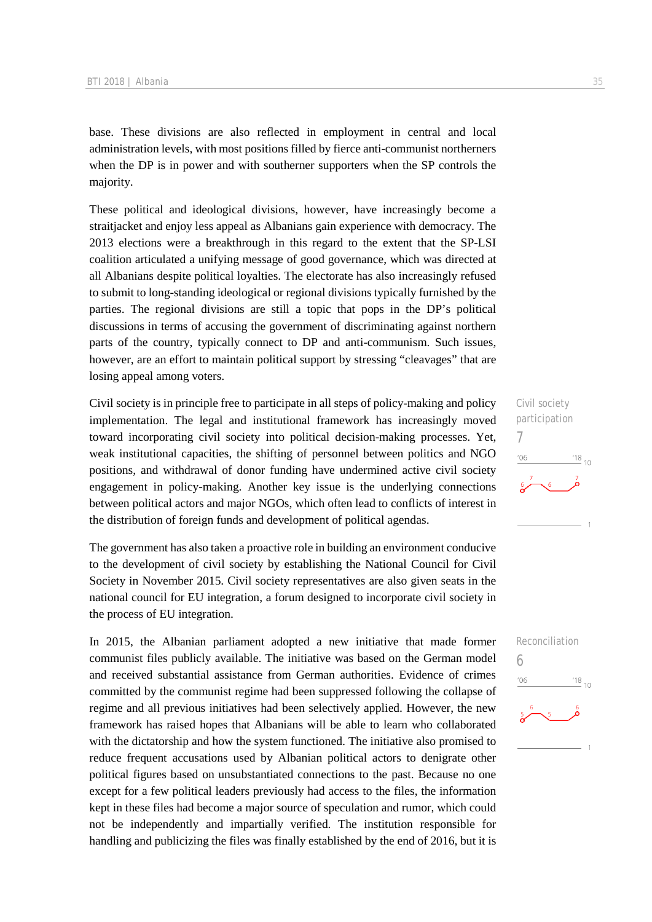base. These divisions are also reflected in employment in central and local administration levels, with most positions filled by fierce anti-communist northerners when the DP is in power and with southerner supporters when the SP controls the majority.

These political and ideological divisions, however, have increasingly become a straitjacket and enjoy less appeal as Albanians gain experience with democracy. The 2013 elections were a breakthrough in this regard to the extent that the SP-LSI coalition articulated a unifying message of good governance, which was directed at all Albanians despite political loyalties. The electorate has also increasingly refused to submit to long-standing ideological or regional divisions typically furnished by the parties. The regional divisions are still a topic that pops in the DP's political discussions in terms of accusing the government of discriminating against northern parts of the country, typically connect to DP and anti-communism. Such issues, however, are an effort to maintain political support by stressing "cleavages" that are losing appeal among voters.

Civil society participation
7

Civil society is in principle free to participate in all steps of policy-making and policy implementation. The legal and institutional framework has increasingly moved toward incorporating civil society into political decision-making processes. Yet, weak institutional capacities, the shifting of personnel between politics and NGO positions, and withdrawal of donor funding have undermined active civil society engagement in policy-making. Another key issue is the underlying connections between political actors and major NGOs, which often lead to conflicts of interest in the distribution of foreign funds and development of political agendas.

The government has also taken a proactive role in building an environment conducive to the development of civil society by establishing the National Council for Civil Society in November 2015. Civil society representatives are also given seats in the national council for EU integration, a forum designed to incorporate civil society in the process of EU integration.

Reconciliation
6

In 2015, the Albanian parliament adopted a new initiative that made former communist files publicly available. The initiative was based on the German model and received substantial assistance from German authorities. Evidence of crimes committed by the communist regime had been suppressed following the collapse of regime and all previous initiatives had been selectively applied. However, the new framework has raised hopes that Albanians will be able to learn who collaborated with the dictatorship and how the system functioned. The initiative also promised to reduce frequent accusations used by Albanian political actors to denigrate other political figures based on unsubstantiated connections to the past. Because no one except for a few political leaders previously had access to the files, the information kept in these files had become a major source of speculation and rumor, which could not be independently and impartially verified. The institution responsible for handling and publicizing the files was finally established by the end of 2016, but it is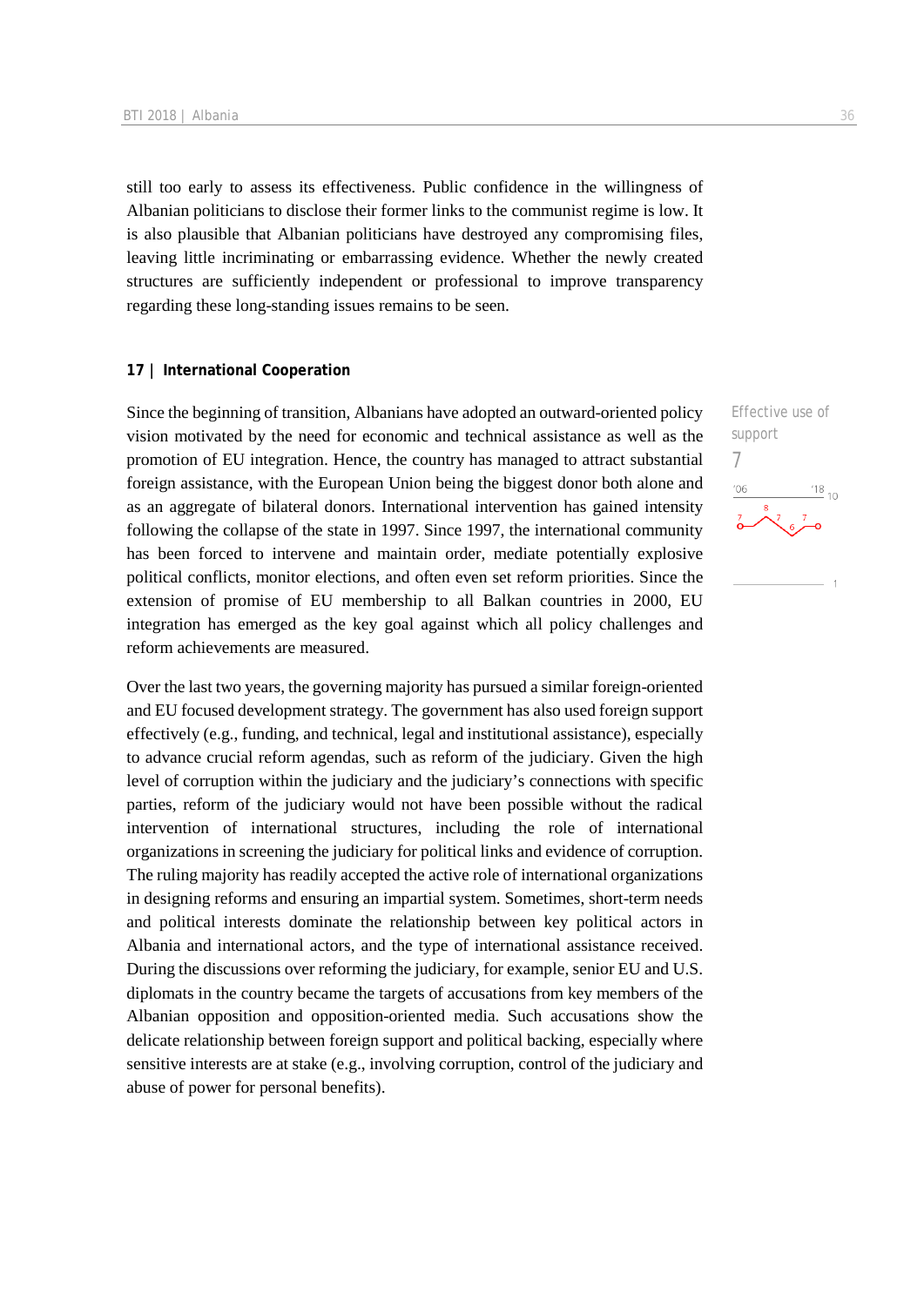still too early to assess its effectiveness. Public confidence in the willingness of Albanian politicians to disclose their former links to the communist regime is low. It is also plausible that Albanian politicians have destroyed any compromising files, leaving little incriminating or embarrassing evidence. Whether the newly created structures are sufficiently independent or professional to improve transparency regarding these long-standing issues remains to be seen.

## 17 | International Cooperation

Effective use of support

7

Since the beginning of transition, Albanians have adopted an outward-oriented policy vision motivated by the need for economic and technical assistance as well as the promotion of EU integration. Hence, the country has managed to attract substantial foreign assistance, with the European Union being the biggest donor both alone and as an aggregate of bilateral donors. International intervention has gained intensity following the collapse of the state in 1997. Since 1997, the international community has been forced to intervene and maintain order, mediate potentially explosive political conflicts, monitor elections, and often even set reform priorities. Since the extension of promise of EU membership to all Balkan countries in 2000, EU integration has emerged as the key goal against which all policy challenges and reform achievements are measured.

Over the last two years, the governing majority has pursued a similar foreign-oriented and EU focused development strategy. The government has also used foreign support effectively (e.g., funding, and technical, legal and institutional assistance), especially to advance crucial reform agendas, such as reform of the judiciary. Given the high level of corruption within the judiciary and the judiciary's connections with specific parties, reform of the judiciary would not have been possible without the radical intervention of international structures, including the role of international organizations in screening the judiciary for political links and evidence of corruption. The ruling majority has readily accepted the active role of international organizations in designing reforms and ensuring an impartial system. Sometimes, short-term needs and political interests dominate the relationship between key political actors in Albania and international actors, and the type of international assistance received. During the discussions over reforming the judiciary, for example, senior EU and U.S. diplomats in the country became the targets of accusations from key members of the Albanian opposition and opposition-oriented media. Such accusations show the delicate relationship between foreign support and political backing, especially where sensitive interests are at stake (e.g., involving corruption, control of the judiciary and abuse of power for personal benefits).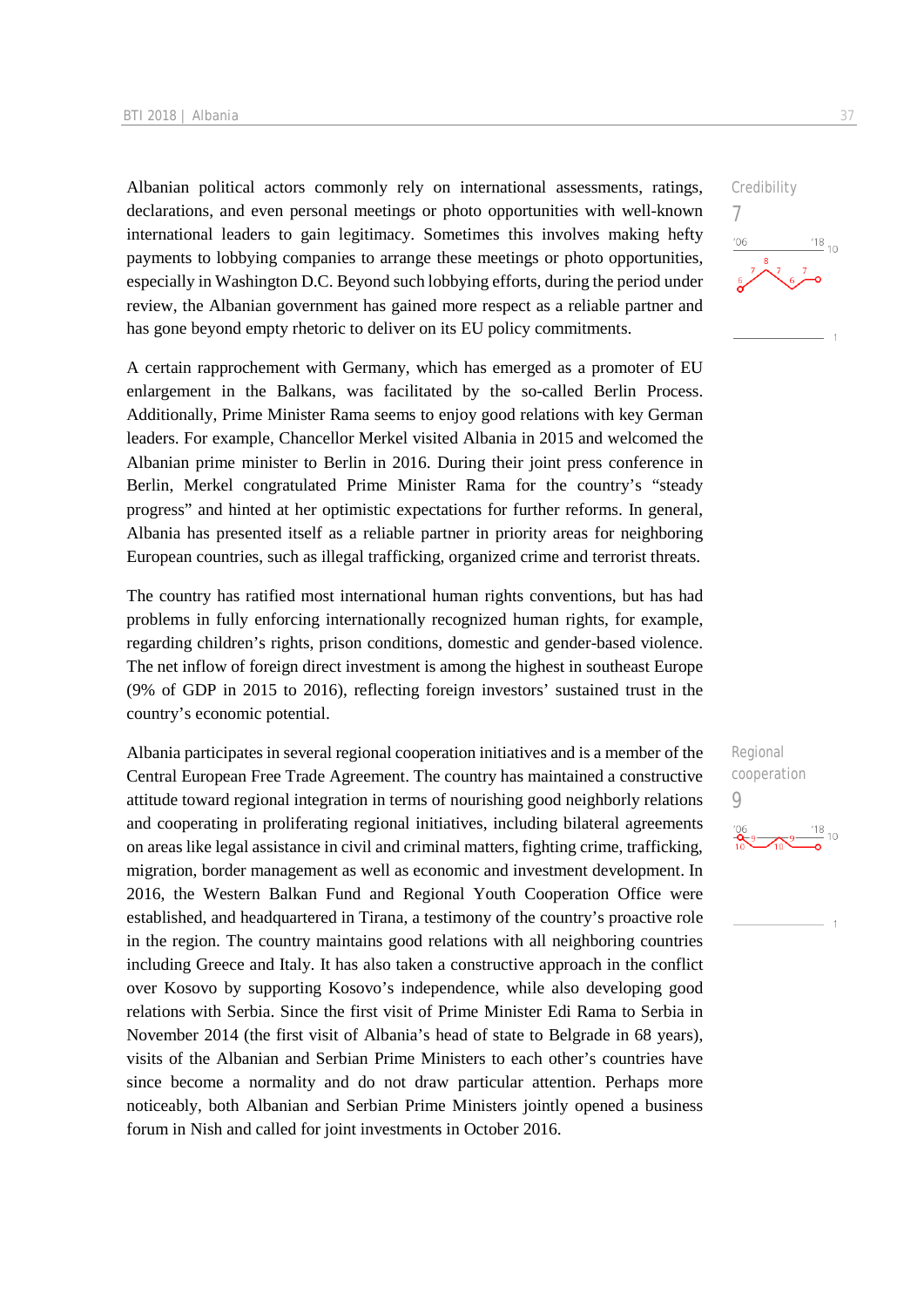Albanian political actors commonly rely on international assessments, ratings, declarations, and even personal meetings or photo opportunities with well-known international leaders to gain legitimacy. Sometimes this involves making hefty payments to lobbying companies to arrange these meetings or photo opportunities, especially in Washington D.C. Beyond such lobbying efforts, during the period under review, the Albanian government has gained more respect as a reliable partner and has gone beyond empty rhetoric to deliver on its EU policy commitments.

Credibility
7

A certain rapprochement with Germany, which has emerged as a promoter of EU enlargement in the Balkans, was facilitated by the so-called Berlin Process. Additionally, Prime Minister Rama seems to enjoy good relations with key German leaders. For example, Chancellor Merkel visited Albania in 2015 and welcomed the Albanian prime minister to Berlin in 2016. During their joint press conference in Berlin, Merkel congratulated Prime Minister Rama for the country's "steady progress" and hinted at her optimistic expectations for further reforms. In general, Albania has presented itself as a reliable partner in priority areas for neighboring European countries, such as illegal trafficking, organized crime and terrorist threats.

The country has ratified most international human rights conventions, but has had problems in fully enforcing internationally recognized human rights, for example, regarding children's rights, prison conditions, domestic and gender-based violence. The net inflow of foreign direct investment is among the highest in southeast Europe (9% of GDP in 2015 to 2016), reflecting foreign investors' sustained trust in the country's economic potential.

Regional cooperation
9

Albania participates in several regional cooperation initiatives and is a member of the Central European Free Trade Agreement. The country has maintained a constructive attitude toward regional integration in terms of nourishing good neighborly relations and cooperating in proliferating regional initiatives, including bilateral agreements on areas like legal assistance in civil and criminal matters, fighting crime, trafficking, migration, border management as well as economic and investment development. In 2016, the Western Balkan Fund and Regional Youth Cooperation Office were established, and headquartered in Tirana, a testimony of the country's proactive role in the region. The country maintains good relations with all neighboring countries including Greece and Italy. It has also taken a constructive approach in the conflict over Kosovo by supporting Kosovo's independence, while also developing good relations with Serbia. Since the first visit of Prime Minister Edi Rama to Serbia in November 2014 (the first visit of Albania's head of state to Belgrade in 68 years), visits of the Albanian and Serbian Prime Ministers to each other's countries have since become a normality and do not draw particular attention. Perhaps more noticeably, both Albanian and Serbian Prime Ministers jointly opened a business forum in Nish and called for joint investments in October 2016.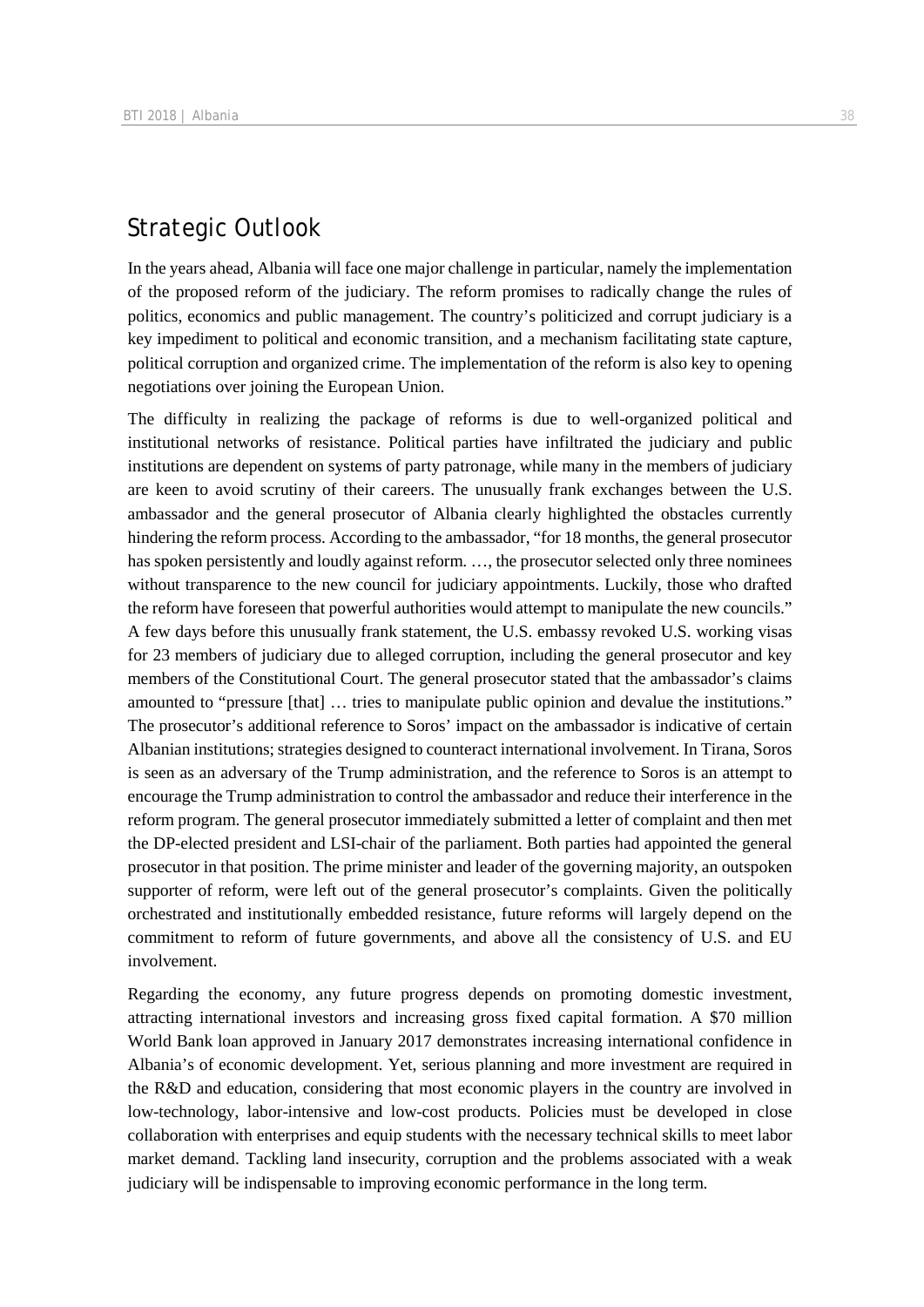## Strategic Outlook

In the years ahead, Albania will face one major challenge in particular, namely the implementation of the proposed reform of the judiciary. The reform promises to radically change the rules of politics, economics and public management. The country's politicized and corrupt judiciary is a key impediment to political and economic transition, and a mechanism facilitating state capture, political corruption and organized crime. The implementation of the reform is also key to opening negotiations over joining the European Union.

The difficulty in realizing the package of reforms is due to well-organized political and institutional networks of resistance. Political parties have infiltrated the judiciary and public institutions are dependent on systems of party patronage, while many in the members of judiciary are keen to avoid scrutiny of their careers. The unusually frank exchanges between the U.S. ambassador and the general prosecutor of Albania clearly highlighted the obstacles currently hindering the reform process. According to the ambassador, "for 18 months, the general prosecutor has spoken persistently and loudly against reform. …, the prosecutor selected only three nominees without transparence to the new council for judiciary appointments. Luckily, those who drafted the reform have foreseen that powerful authorities would attempt to manipulate the new councils." A few days before this unusually frank statement, the U.S. embassy revoked U.S. working visas for 23 members of judiciary due to alleged corruption, including the general prosecutor and key members of the Constitutional Court. The general prosecutor stated that the ambassador's claims amounted to "pressure [that] … tries to manipulate public opinion and devalue the institutions." The prosecutor's additional reference to Soros' impact on the ambassador is indicative of certain Albanian institutions; strategies designed to counteract international involvement. In Tirana, Soros is seen as an adversary of the Trump administration, and the reference to Soros is an attempt to encourage the Trump administration to control the ambassador and reduce their interference in the reform program. The general prosecutor immediately submitted a letter of complaint and then met the DP-elected president and LSI-chair of the parliament. Both parties had appointed the general prosecutor in that position. The prime minister and leader of the governing majority, an outspoken supporter of reform, were left out of the general prosecutor's complaints. Given the politically orchestrated and institutionally embedded resistance, future reforms will largely depend on the commitment to reform of future governments, and above all the consistency of U.S. and EU involvement.

Regarding the economy, any future progress depends on promoting domestic investment, attracting international investors and increasing gross fixed capital formation. A $70 million World Bank loan approved in January 2017 demonstrates increasing international confidence in Albania's of economic development. Yet, serious planning and more investment are required in the R&D and education, considering that most economic players in the country are involved in low-technology, labor-intensive and low-cost products. Policies must be developed in close collaboration with enterprises and equip students with the necessary technical skills to meet labor market demand. Tackling land insecurity, corruption and the problems associated with a weak judiciary will be indispensable to improving economic performance in the long term.